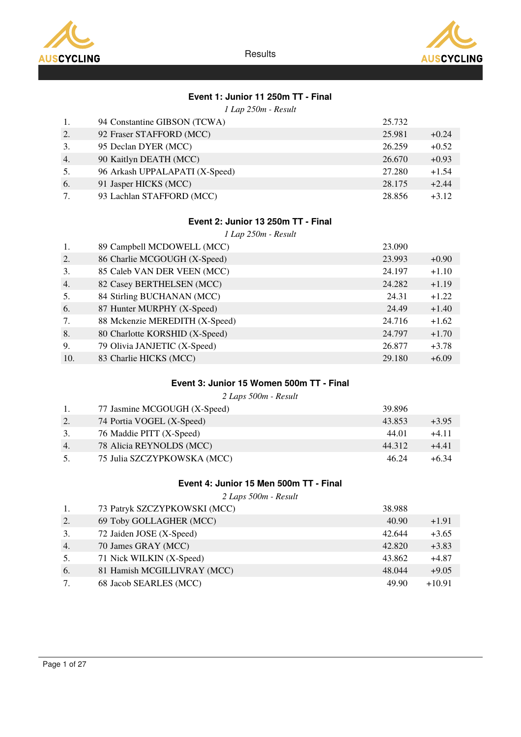Results

### Event 1: Junior 11 250m TT - Final

*1 Lap 250m - Result*

| | | | |
|---|---|---|---|
| 1. | 94 Constantine GIBSON (TCWA) | 25.732 | |
| 2. | 92 Fraser STAFFORD (MCC) | 25.981 | +0.24 |
| 3. | 95 Declan DYER (MCC) | 26.259 | +0.52 |
| 4. | 90 Kaitlyn DEATH (MCC) | 26.670 | +0.93 |
| 5. | 96 Arkash UPPALAPATI (X-Speed) | 27.280 | +1.54 |
| 6. | 91 Jasper HICKS (MCC) | 28.175 | +2.44 |
| 7. | 93 Lachlan STAFFORD (MCC) | 28.856 | +3.12 |

### Event 2: Junior 13 250m TT - Final

*1 Lap 250m - Result*

| | | | |
|---|---|---|---|
| 1. | 89 Campbell MCDOWELL (MCC) | 23.090 | |
| 2. | 86 Charlie MCGOUGH (X-Speed) | 23.993 | +0.90 |
| 3. | 85 Caleb VAN DER VEEN (MCC) | 24.197 | +1.10 |
| 4. | 82 Casey BERTHELSEN (MCC) | 24.282 | +1.19 |
| 5. | 84 Stirling BUCHANAN (MCC) | 24.31 | +1.22 |
| 6. | 87 Hunter MURPHY (X-Speed) | 24.49 | +1.40 |
| 7. | 88 Mckenzie MEREDITH (X-Speed) | 24.716 | +1.62 |
| 8. | 80 Charlotte KORSHID (X-Speed) | 24.797 | +1.70 |
| 9. | 79 Olivia JANJETIC (X-Speed) | 26.877 | +3.78 |
| 10. | 83 Charlie HICKS (MCC) | 29.180 | +6.09 |

### Event 3: Junior 15 Women 500m TT - Final

*2 Laps 500m - Result*

| | | | |
|---|---|---|---|
| 1. | 77 Jasmine MCGOUGH (X-Speed) | 39.896 | |
| 2. | 74 Portia VOGEL (X-Speed) | 43.853 | +3.95 |
| 3. | 76 Maddie PITT (X-Speed) | 44.01 | +4.11 |
| 4. | 78 Alicia REYNOLDS (MCC) | 44.312 | +4.41 |
| 5. | 75 Julia SZCZYPKOWSKA (MCC) | 46.24 | +6.34 |

### Event 4: Junior 15 Men 500m TT - Final

*2 Laps 500m - Result*

| | | | |
|---|---|---|---|
| 1. | 73 Patryk SZCZYPKOWSKI (MCC) | 38.988 | |
| 2. | 69 Toby GOLLAGHER (MCC) | 40.90 | +1.91 |
| 3. | 72 Jaiden JOSE (X-Speed) | 42.644 | +3.65 |
| 4. | 70 James GRAY (MCC) | 42.820 | +3.83 |
| 5. | 71 Nick WILKIN (X-Speed) | 43.862 | +4.87 |
| 6. | 81 Hamish MCGILLIVRAY (MCC) | 48.044 | +9.05 |
| 7. | 68 Jacob SEARLES (MCC) | 49.90 | +10.91 |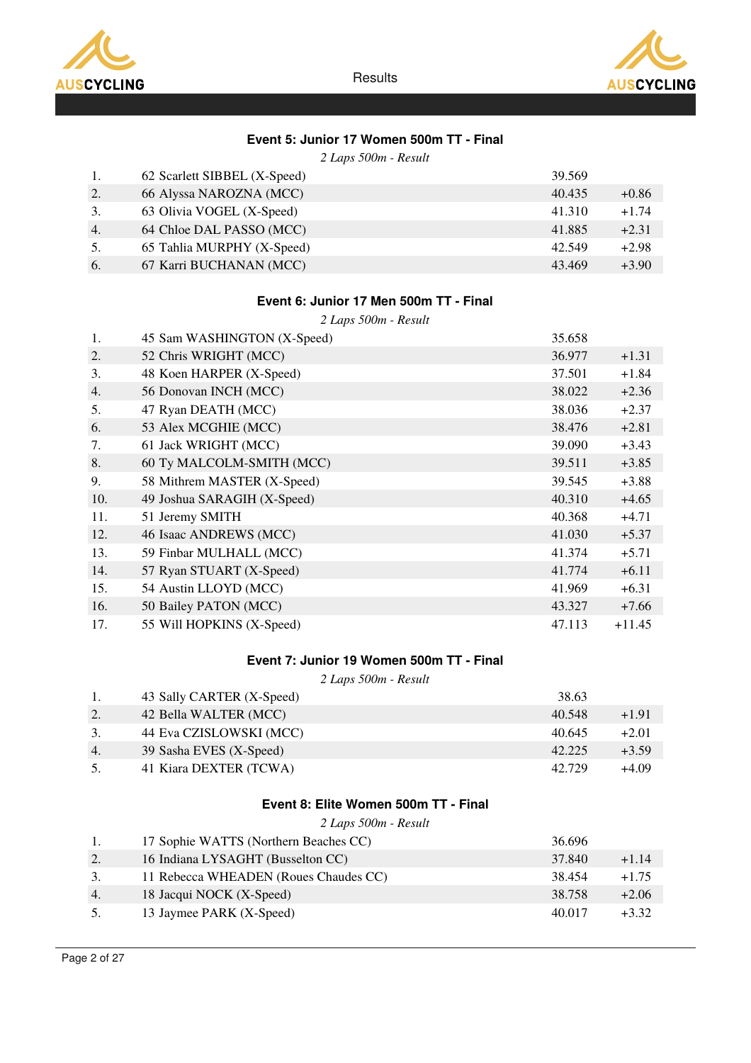Results

## Event 5: Junior 17 Women 500m TT - Final

*2 Laps 500m - Result*

| | | | |
|---|---|---|---|
| 1. | 62 Scarlett SIBBEL (X-Speed) | 39.569 | |
| 2. | 66 Alyssa NAROZNA (MCC) | 40.435 | +0.86 |
| 3. | 63 Olivia VOGEL (X-Speed) | 41.310 | +1.74 |
| 4. | 64 Chloe DAL PASSO (MCC) | 41.885 | +2.31 |
| 5. | 65 Tahlia MURPHY (X-Speed) | 42.549 | +2.98 |
| 6. | 67 Karri BUCHANAN (MCC) | 43.469 | +3.90 |

## Event 6: Junior 17 Men 500m TT - Final

*2 Laps 500m - Result*

| | | | |
|---|---|---|---|
| 1. | 45 Sam WASHINGTON (X-Speed) | 35.658 | |
| 2. | 52 Chris WRIGHT (MCC) | 36.977 | +1.31 |
| 3. | 48 Koen HARPER (X-Speed) | 37.501 | +1.84 |
| 4. | 56 Donovan INCH (MCC) | 38.022 | +2.36 |
| 5. | 47 Ryan DEATH (MCC) | 38.036 | +2.37 |
| 6. | 53 Alex MCGHIE (MCC) | 38.476 | +2.81 |
| 7. | 61 Jack WRIGHT (MCC) | 39.090 | +3.43 |
| 8. | 60 Ty MALCOLM-SMITH (MCC) | 39.511 | +3.85 |
| 9. | 58 Mithrem MASTER (X-Speed) | 39.545 | +3.88 |
| 10. | 49 Joshua SARAGIH (X-Speed) | 40.310 | +4.65 |
| 11. | 51 Jeremy SMITH | 40.368 | +4.71 |
| 12. | 46 Isaac ANDREWS (MCC) | 41.030 | +5.37 |
| 13. | 59 Finbar MULHALL (MCC) | 41.374 | +5.71 |
| 14. | 57 Ryan STUART (X-Speed) | 41.774 | +6.11 |
| 15. | 54 Austin LLOYD (MCC) | 41.969 | +6.31 |
| 16. | 50 Bailey PATON (MCC) | 43.327 | +7.66 |
| 17. | 55 Will HOPKINS (X-Speed) | 47.113 | +11.45 |

## Event 7: Junior 19 Women 500m TT - Final

*2 Laps 500m - Result*

| | | | |
|---|---|---|---|
| 1. | 43 Sally CARTER (X-Speed) | 38.63 | |
| 2. | 42 Bella WALTER (MCC) | 40.548 | +1.91 |
| 3. | 44 Eva CZISLOWSKI (MCC) | 40.645 | +2.01 |
| 4. | 39 Sasha EVES (X-Speed) | 42.225 | +3.59 |
| 5. | 41 Kiara DEXTER (TCWA) | 42.729 | +4.09 |

## Event 8: Elite Women 500m TT - Final

*2 Laps 500m - Result*

| | | | |
|---|---|---|---|
| 1. | 17 Sophie WATTS (Northern Beaches CC) | 36.696 | |
| 2. | 16 Indiana LYSAGHT (Busselton CC) | 37.840 | +1.14 |
| 3. | 11 Rebecca WHEADEN (Roues Chaudes CC) | 38.454 | +1.75 |
| 4. | 18 Jacqui NOCK (X-Speed) | 38.758 | +2.06 |
| 5. | 13 Jaymee PARK (X-Speed) | 40.017 | +3.32 |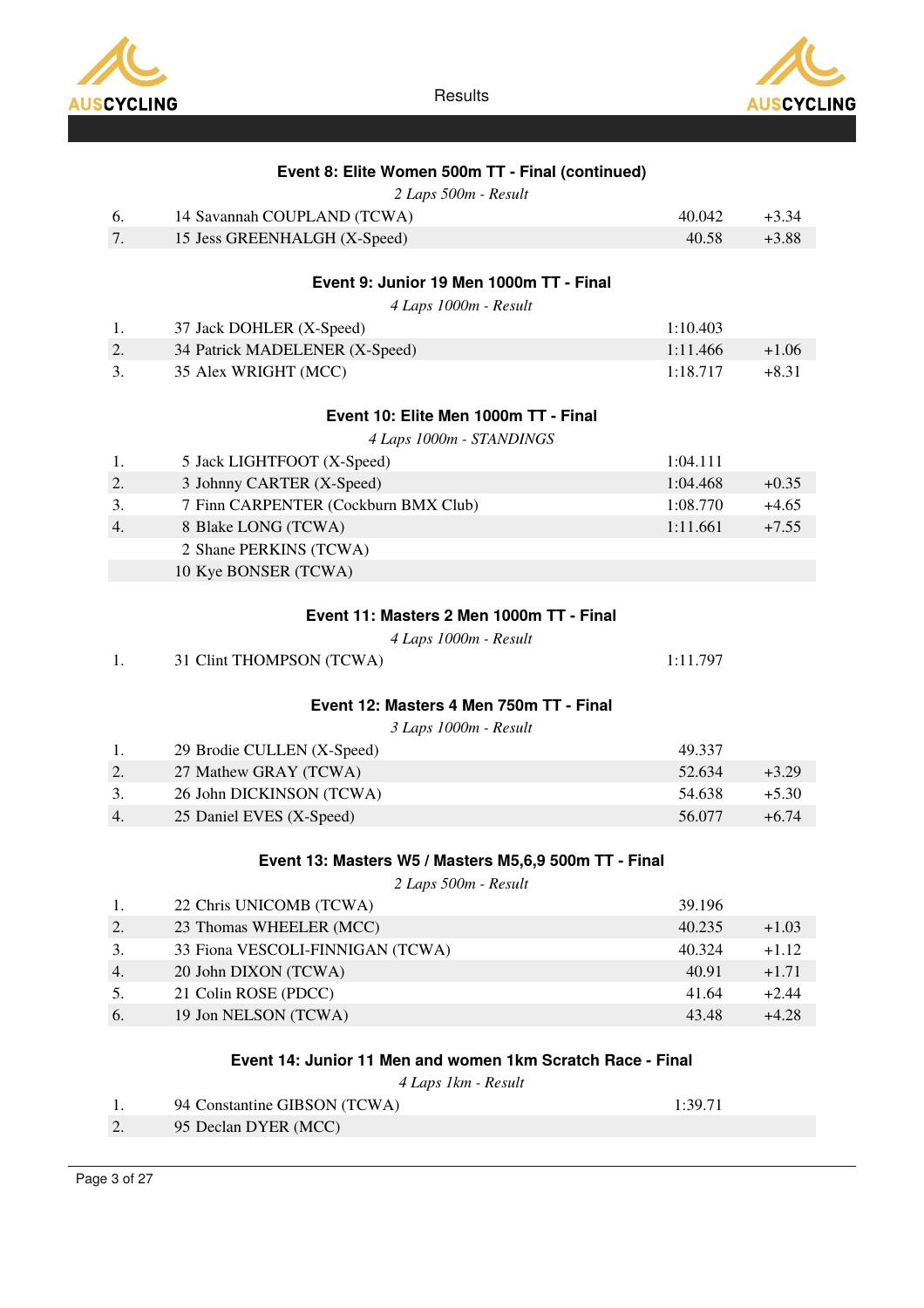### Event 8: Elite Women 500m TT - Final (continued)

*2 Laps 500m - Result*

| | | | |
|---|---|---|---|
| 6. | 14 Savannah COUPLAND (TCWA) | 40.042 | +3.34 |
| 7. | 15 Jess GREENHALGH (X-Speed) | 40.58 | +3.88 |

### Event 9: Junior 19 Men 1000m TT - Final

*4 Laps 1000m - Result*

| | | | |
|---|---|---|---|
| 1. | 37 Jack DOHLER (X-Speed) | 1:10.403 | |
| 2. | 34 Patrick MADELENER (X-Speed) | 1:11.466 | +1.06 |
| 3. | 35 Alex WRIGHT (MCC) | 1:18.717 | +8.31 |

### Event 10: Elite Men 1000m TT - Final

*4 Laps 1000m - STANDINGS*

| | | | |
|---|---|---|---|
| 1. | 5 Jack LIGHTFOOT (X-Speed) | 1:04.111 | |
| 2. | 3 Johnny CARTER (X-Speed) | 1:04.468 | +0.35 |
| 3. | 7 Finn CARPENTER (Cockburn BMX Club) | 1:08.770 | +4.65 |
| 4. | 8 Blake LONG (TCWA) | 1:11.661 | +7.55 |
| | 2 Shane PERKINS (TCWA) | | |
| | 10 Kye BONSER (TCWA) | | |

### Event 11: Masters 2 Men 1000m TT - Final

*4 Laps 1000m - Result*

| | | | |
|---|---|---|---|
| 1. | 31 Clint THOMPSON (TCWA) | 1:11.797 | |

### Event 12: Masters 4 Men 750m TT - Final

*3 Laps 1000m - Result*

| | | | |
|---|---|---|---|
| 1. | 29 Brodie CULLEN (X-Speed) | 49.337 | |
| 2. | 27 Mathew GRAY (TCWA) | 52.634 | +3.29 |
| 3. | 26 John DICKINSON (TCWA) | 54.638 | +5.30 |
| 4. | 25 Daniel EVES (X-Speed) | 56.077 | +6.74 |

### Event 13: Masters W5 / Masters M5,6,9 500m TT - Final

*2 Laps 500m - Result*

| | | | |
|---|---|---|---|
| 1. | 22 Chris UNICOMB (TCWA) | 39.196 | |
| 2. | 23 Thomas WHEELER (MCC) | 40.235 | +1.03 |
| 3. | 33 Fiona VESCOLI-FINNIGAN (TCWA) | 40.324 | +1.12 |
| 4. | 20 John DIXON (TCWA) | 40.91 | +1.71 |
| 5. | 21 Colin ROSE (PDCC) | 41.64 | +2.44 |
| 6. | 19 Jon NELSON (TCWA) | 43.48 | +4.28 |

### Event 14: Junior 11 Men and women 1km Scratch Race - Final

*4 Laps 1km - Result*

| | | | |
|---|---|---|---|
| 1. | 94 Constantine GIBSON (TCWA) | 1:39.71 | |
| 2. | 95 Declan DYER (MCC) | | |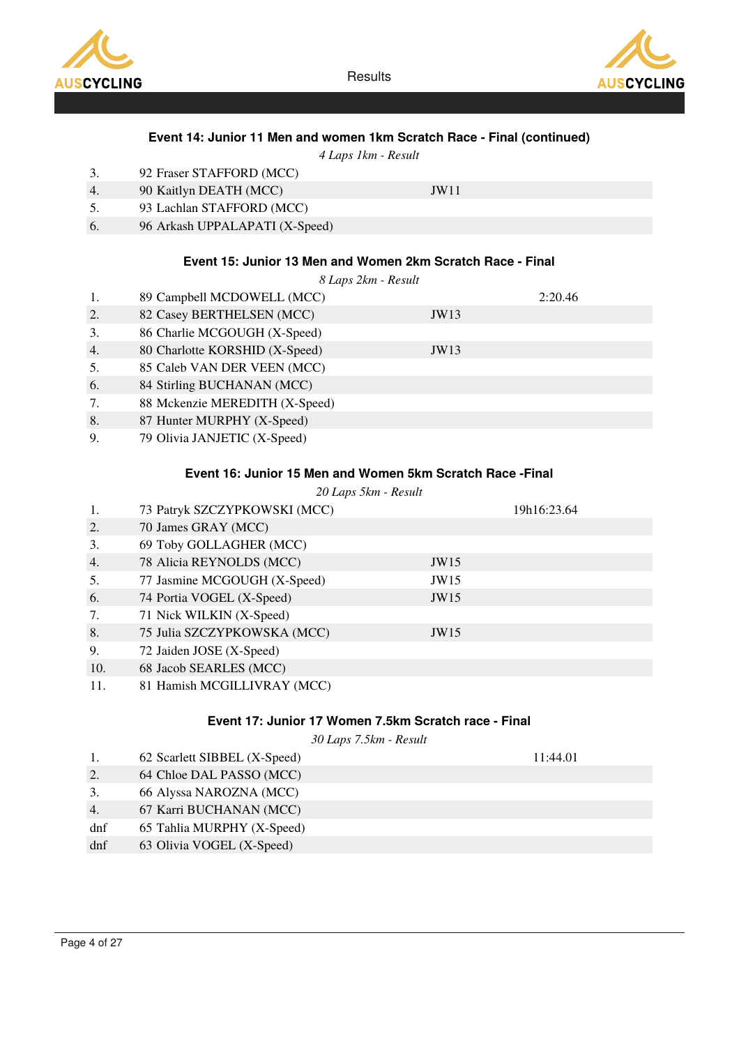### Event 14: Junior 11 Men and women 1km Scratch Race - Final (continued)

*4 Laps 1km - Result*

| | | | |
|---|---|---|---|
| 3. | 92 Fraser STAFFORD (MCC) | | |
| 4. | 90 Kaitlyn DEATH (MCC) | JW11 | |
| 5. | 93 Lachlan STAFFORD (MCC) | | |
| 6. | 96 Arkash UPPALAPATI (X-Speed) | | |

### Event 15: Junior 13 Men and Women 2km Scratch Race - Final

*8 Laps 2km - Result*

| | | | |
|---|---|---|---|
| 1. | 89 Campbell MCDOWELL (MCC) | | 2:20.46 |
| 2. | 82 Casey BERTHELSEN (MCC) | JW13 | |
| 3. | 86 Charlie MCGOUGH (X-Speed) | | |
| 4. | 80 Charlotte KORSHID (X-Speed) | JW13 | |
| 5. | 85 Caleb VAN DER VEEN (MCC) | | |
| 6. | 84 Stirling BUCHANAN (MCC) | | |
| 7. | 88 Mckenzie MEREDITH (X-Speed) | | |
| 8. | 87 Hunter MURPHY (X-Speed) | | |
| 9. | 79 Olivia JANJETIC (X-Speed) | | |

### Event 16: Junior 15 Men and Women 5km Scratch Race -Final

*20 Laps 5km - Result*

| | | | |
|---|---|---|---|
| 1. | 73 Patryk SZCZYPKOWSKI (MCC) | | 19h16:23.64 |
| 2. | 70 James GRAY (MCC) | | |
| 3. | 69 Toby GOLLAGHER (MCC) | | |
| 4. | 78 Alicia REYNOLDS (MCC) | JW15 | |
| 5. | 77 Jasmine MCGOUGH (X-Speed) | JW15 | |
| 6. | 74 Portia VOGEL (X-Speed) | JW15 | |
| 7. | 71 Nick WILKIN (X-Speed) | | |
| 8. | 75 Julia SZCZYPKOWSKA (MCC) | JW15 | |
| 9. | 72 Jaiden JOSE (X-Speed) | | |
| 10. | 68 Jacob SEARLES (MCC) | | |
| 11. | 81 Hamish MCGILLIVRAY (MCC) | | |

### Event 17: Junior 17 Women 7.5km Scratch race - Final

*30 Laps 7.5km - Result*

| | | |
|---|---|---|
| 1. | 62 Scarlett SIBBEL (X-Speed) | 11:44.01 |
| 2. | 64 Chloe DAL PASSO (MCC) | |
| 3. | 66 Alyssa NAROZNA (MCC) | |
| 4. | 67 Karri BUCHANAN (MCC) | |
| dnf | 65 Tahlia MURPHY (X-Speed) | |
| dnf | 63 Olivia VOGEL (X-Speed) | |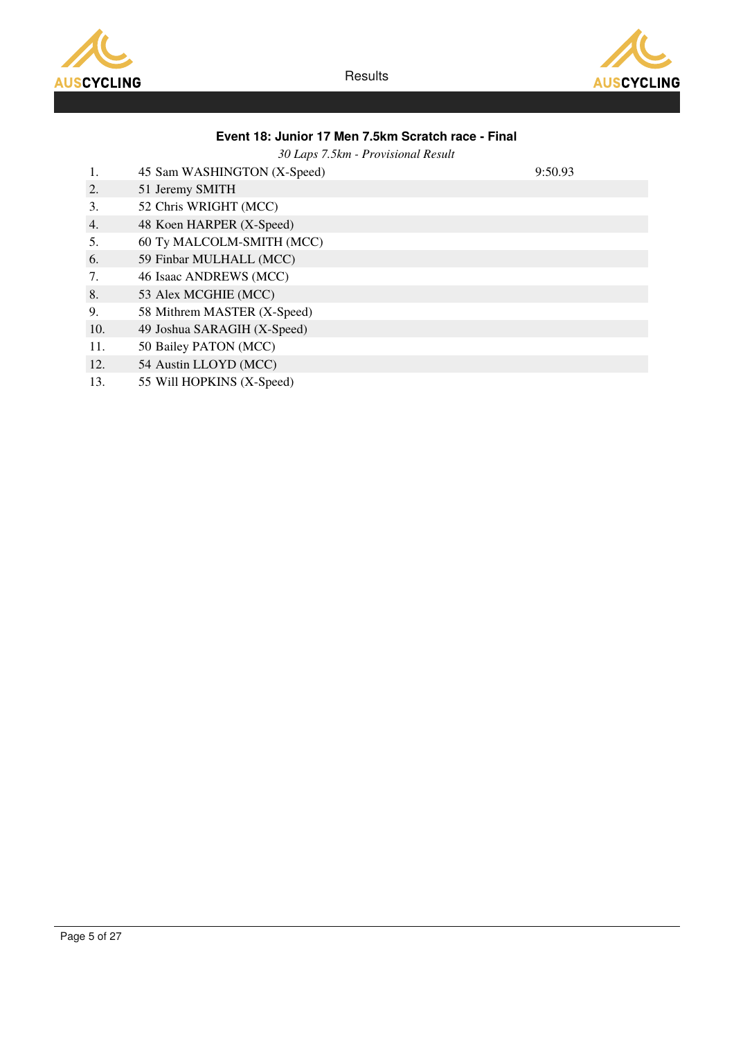### Event 18: Junior 17 Men 7.5km Scratch race - Final

*30 Laps 7.5km - Provisional Result*

| | | |
|---|---|---|
| 1. | 45 Sam WASHINGTON (X-Speed) | 9:50.93 |
| 2. | 51 Jeremy SMITH | |
| 3. | 52 Chris WRIGHT (MCC) | |
| 4. | 48 Koen HARPER (X-Speed) | |
| 5. | 60 Ty MALCOLM-SMITH (MCC) | |
| 6. | 59 Finbar MULHALL (MCC) | |
| 7. | 46 Isaac ANDREWS (MCC) | |
| 8. | 53 Alex MCGHIE (MCC) | |
| 9. | 58 Mithrem MASTER (X-Speed) | |
| 10. | 49 Joshua SARAGIH (X-Speed) | |
| 11. | 50 Bailey PATON (MCC) | |
| 12. | 54 Austin LLOYD (MCC) | |
| 13. | 55 Will HOPKINS (X-Speed) | |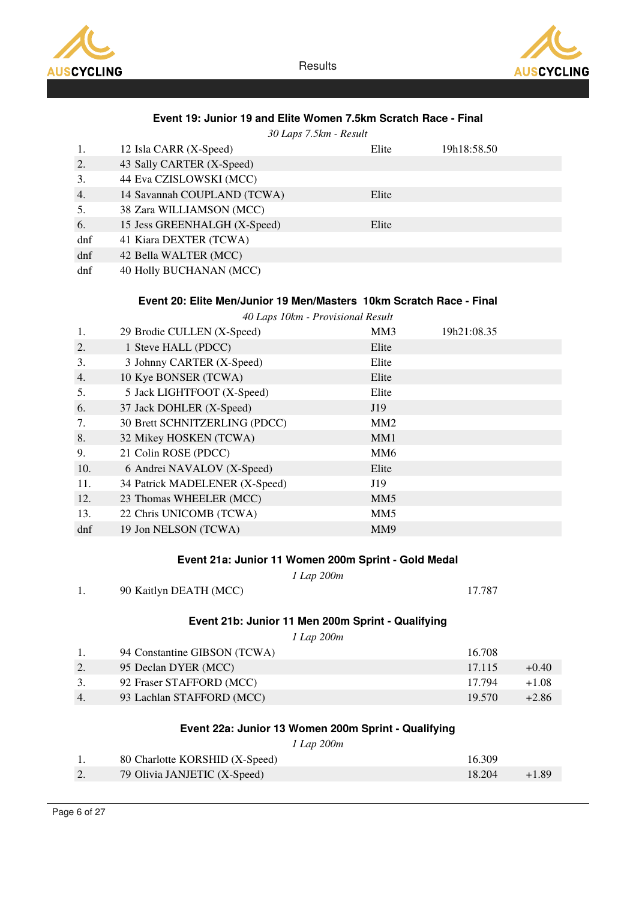### Event 19: Junior 19 and Elite Women 7.5km Scratch Race - Final

*30 Laps 7.5km - Result*

| | | | | |
|---|---|---|---|---|
| 1. | 12 Isla CARR (X-Speed) | Elite | 19h18:58.50 | |
| 2. | 43 Sally CARTER (X-Speed) | | | |
| 3. | 44 Eva CZISLOWSKI (MCC) | | | |
| 4. | 14 Savannah COUPLAND (TCWA) | Elite | | |
| 5. | 38 Zara WILLIAMSON (MCC) | | | |
| 6. | 15 Jess GREENHALGH (X-Speed) | Elite | | |
| dnf | 41 Kiara DEXTER (TCWA) | | | |
| dnf | 42 Bella WALTER (MCC) | | | |
| dnf | 40 Holly BUCHANAN (MCC) | | | |

### Event 20: Elite Men/Junior 19 Men/Masters 10km Scratch Race - Final

*40 Laps 10km - Provisional Result*

| | | | | |
|---|---|---|---|---|
| 1. | 29 Brodie CULLEN (X-Speed) | MM3 | 19h21:08.35 | |
| 2. | 1 Steve HALL (PDCC) | Elite | | |
| 3. | 3 Johnny CARTER (X-Speed) | Elite | | |
| 4. | 10 Kye BONSER (TCWA) | Elite | | |
| 5. | 5 Jack LIGHTFOOT (X-Speed) | Elite | | |
| 6. | 37 Jack DOHLER (X-Speed) | J19 | | |
| 7. | 30 Brett SCHNITZERLING (PDCC) | MM2 | | |
| 8. | 32 Mikey HOSKEN (TCWA) | MM1 | | |
| 9. | 21 Colin ROSE (PDCC) | MM6 | | |
| 10. | 6 Andrei NAVALOV (X-Speed) | Elite | | |
| 11. | 34 Patrick MADELENER (X-Speed) | J19 | | |
| 12. | 23 Thomas WHEELER (MCC) | MM5 | | |
| 13. | 22 Chris UNICOMB (TCWA) | MM5 | | |
| dnf | 19 Jon NELSON (TCWA) | MM9 | | |

### Event 21a: Junior 11 Women 200m Sprint - Gold Medal

*1 Lap 200m*

| | | | | |
|---|---|---|---|---|
| 1. | 90 Kaitlyn DEATH (MCC) | | 17.787 | |

### Event 21b: Junior 11 Men 200m Sprint - Qualifying

*1 Lap 200m*

| | | | | |
|---|---|---|---|---|
| 1. | 94 Constantine GIBSON (TCWA) | | 16.708 | |
| 2. | 95 Declan DYER (MCC) | | 17.115 | +0.40 |
| 3. | 92 Fraser STAFFORD (MCC) | | 17.794 | +1.08 |
| 4. | 93 Lachlan STAFFORD (MCC) | | 19.570 | +2.86 |

### Event 22a: Junior 13 Women 200m Sprint - Qualifying

*1 Lap 200m*

| | | | | |
|---|---|---|---|---|
| 1. | 80 Charlotte KORSHID (X-Speed) | | 16.309 | |
| 2. | 79 Olivia JANJETIC (X-Speed) | | 18.204 | +1.89 |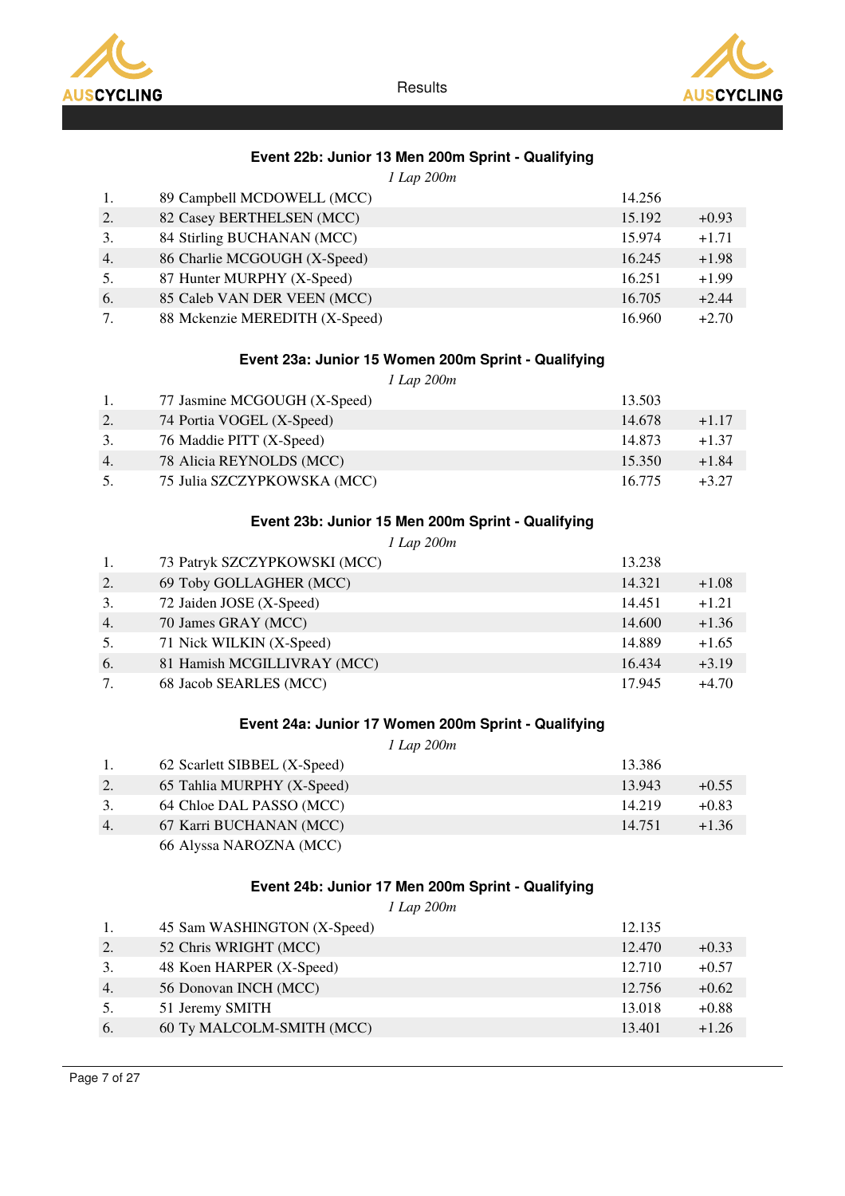### Event 22b: Junior 13 Men 200m Sprint - Qualifying

*1 Lap 200m*

| | | | |
|---|---|---|---|
| 1. | 89 Campbell MCDOWELL (MCC) | 14.256 | |
| 2. | 82 Casey BERTHELSEN (MCC) | 15.192 | +0.93 |
| 3. | 84 Stirling BUCHANAN (MCC) | 15.974 | +1.71 |
| 4. | 86 Charlie MCGOUGH (X-Speed) | 16.245 | +1.98 |
| 5. | 87 Hunter MURPHY (X-Speed) | 16.251 | +1.99 |
| 6. | 85 Caleb VAN DER VEEN (MCC) | 16.705 | +2.44 |
| 7. | 88 Mckenzie MEREDITH (X-Speed) | 16.960 | +2.70 |

### Event 23a: Junior 15 Women 200m Sprint - Qualifying

*1 Lap 200m*

| | | | |
|---|---|---|---|
| 1. | 77 Jasmine MCGOUGH (X-Speed) | 13.503 | |
| 2. | 74 Portia VOGEL (X-Speed) | 14.678 | +1.17 |
| 3. | 76 Maddie PITT (X-Speed) | 14.873 | +1.37 |
| 4. | 78 Alicia REYNOLDS (MCC) | 15.350 | +1.84 |
| 5. | 75 Julia SZCZYPKOWSKA (MCC) | 16.775 | +3.27 |

### Event 23b: Junior 15 Men 200m Sprint - Qualifying

*1 Lap 200m*

| | | | |
|---|---|---|---|
| 1. | 73 Patryk SZCZYPKOWSKI (MCC) | 13.238 | |
| 2. | 69 Toby GOLLAGHER (MCC) | 14.321 | +1.08 |
| 3. | 72 Jaiden JOSE (X-Speed) | 14.451 | +1.21 |
| 4. | 70 James GRAY (MCC) | 14.600 | +1.36 |
| 5. | 71 Nick WILKIN (X-Speed) | 14.889 | +1.65 |
| 6. | 81 Hamish MCGILLIVRAY (MCC) | 16.434 | +3.19 |
| 7. | 68 Jacob SEARLES (MCC) | 17.945 | +4.70 |

### Event 24a: Junior 17 Women 200m Sprint - Qualifying

*1 Lap 200m*

| | | | |
|---|---|---|---|
| 1. | 62 Scarlett SIBBEL (X-Speed) | 13.386 | |
| 2. | 65 Tahlia MURPHY (X-Speed) | 13.943 | +0.55 |
| 3. | 64 Chloe DAL PASSO (MCC) | 14.219 | +0.83 |
| 4. | 67 Karri BUCHANAN (MCC) | 14.751 | +1.36 |
| | 66 Alyssa NAROZNA (MCC) | | |

### Event 24b: Junior 17 Men 200m Sprint - Qualifying

*1 Lap 200m*

| | | | |
|---|---|---|---|
| 1. | 45 Sam WASHINGTON (X-Speed) | 12.135 | |
| 2. | 52 Chris WRIGHT (MCC) | 12.470 | +0.33 |
| 3. | 48 Koen HARPER (X-Speed) | 12.710 | +0.57 |
| 4. | 56 Donovan INCH (MCC) | 12.756 | +0.62 |
| 5. | 51 Jeremy SMITH | 13.018 | +0.88 |
| 6. | 60 Ty MALCOLM-SMITH (MCC) | 13.401 | +1.26 |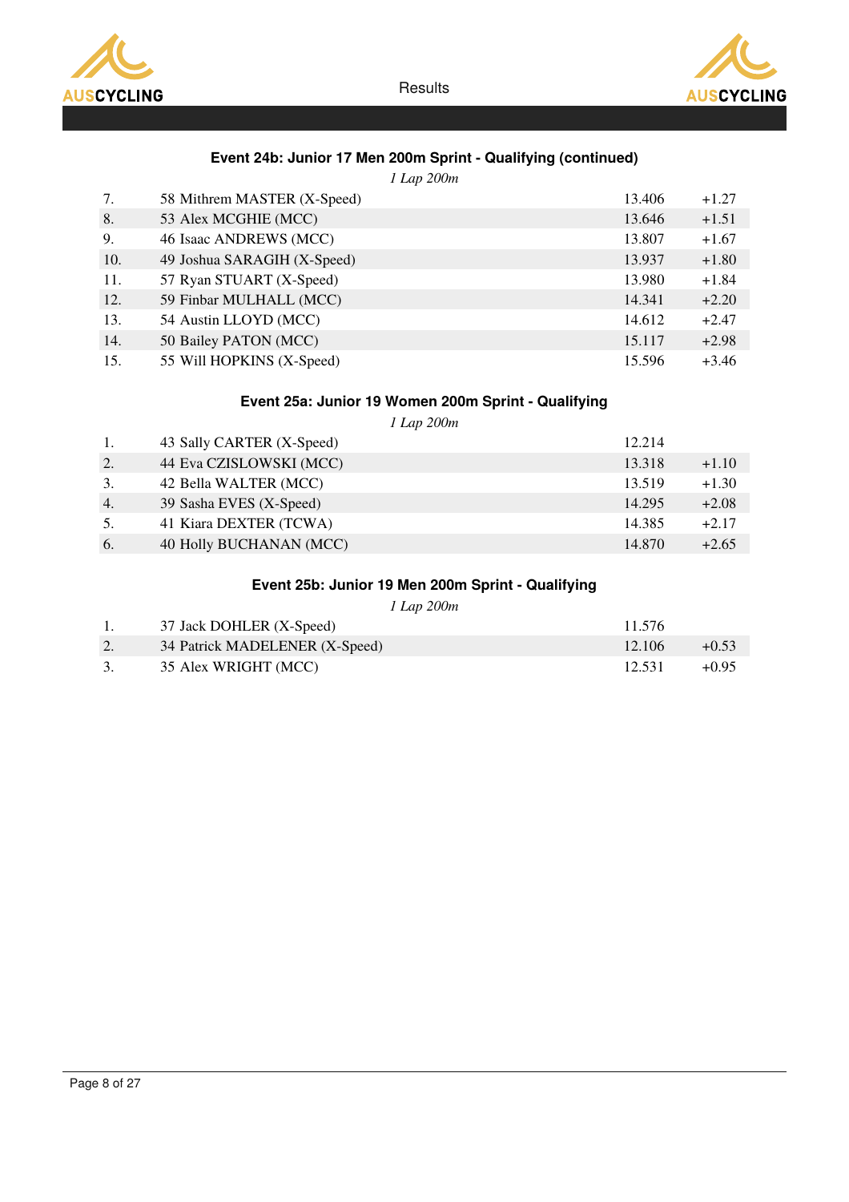### Event 24b: Junior 17 Men 200m Sprint - Qualifying (continued)

*1 Lap 200m*

| | | | |
|---|---|---|---|
| 7. | 58 Mithrem MASTER (X-Speed) | 13.406 | +1.27 |
| 8. | 53 Alex MCGHIE (MCC) | 13.646 | +1.51 |
| 9. | 46 Isaac ANDREWS (MCC) | 13.807 | +1.67 |
| 10. | 49 Joshua SARAGIH (X-Speed) | 13.937 | +1.80 |
| 11. | 57 Ryan STUART (X-Speed) | 13.980 | +1.84 |
| 12. | 59 Finbar MULHALL (MCC) | 14.341 | +2.20 |
| 13. | 54 Austin LLOYD (MCC) | 14.612 | +2.47 |
| 14. | 50 Bailey PATON (MCC) | 15.117 | +2.98 |
| 15. | 55 Will HOPKINS (X-Speed) | 15.596 | +3.46 |

### Event 25a: Junior 19 Women 200m Sprint - Qualifying

*1 Lap 200m*

| | | | |
|---|---|---|---|
| 1. | 43 Sally CARTER (X-Speed) | 12.214 | |
| 2. | 44 Eva CZISLOWSKI (MCC) | 13.318 | +1.10 |
| 3. | 42 Bella WALTER (MCC) | 13.519 | +1.30 |
| 4. | 39 Sasha EVES (X-Speed) | 14.295 | +2.08 |
| 5. | 41 Kiara DEXTER (TCWA) | 14.385 | +2.17 |
| 6. | 40 Holly BUCHANAN (MCC) | 14.870 | +2.65 |

### Event 25b: Junior 19 Men 200m Sprint - Qualifying

*1 Lap 200m*

| | | | |
|---|---|---|---|
| 1. | 37 Jack DOHLER (X-Speed) | 11.576 | |
| 2. | 34 Patrick MADELENER (X-Speed) | 12.106 | +0.53 |
| 3. | 35 Alex WRIGHT (MCC) | 12.531 | +0.95 |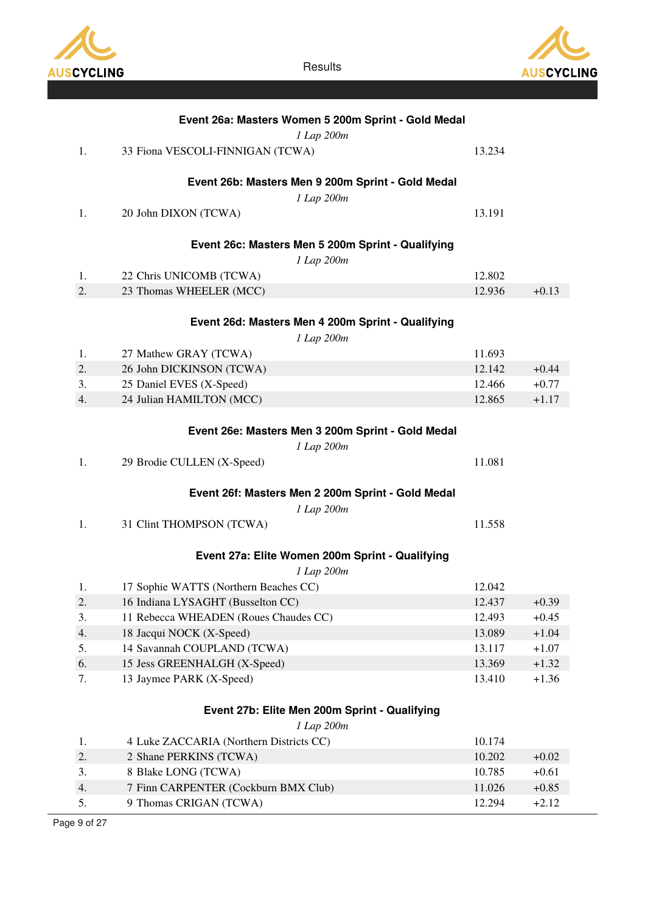### Event 26a: Masters Women 5 200m Sprint - Gold Medal

*1 Lap 200m*

| | | | |
|---|---|---|---|
| 1. | 33 Fiona VESCOLI-FINNIGAN (TCWA) | 13.234 | |

### Event 26b: Masters Men 9 200m Sprint - Gold Medal

*1 Lap 200m*

| | | | |
|---|---|---|---|
| 1. | 20 John DIXON (TCWA) | 13.191 | |

### Event 26c: Masters Men 5 200m Sprint - Qualifying

*1 Lap 200m*

| | | | |
|---|---|---|---|
| 1. | 22 Chris UNICOMB (TCWA) | 12.802 | |
| 2. | 23 Thomas WHEELER (MCC) | 12.936 | +0.13 |

### Event 26d: Masters Men 4 200m Sprint - Qualifying

*1 Lap 200m*

| | | | |
|---|---|---|---|
| 1. | 27 Mathew GRAY (TCWA) | 11.693 | |
| 2. | 26 John DICKINSON (TCWA) | 12.142 | +0.44 |
| 3. | 25 Daniel EVES (X-Speed) | 12.466 | +0.77 |
| 4. | 24 Julian HAMILTON (MCC) | 12.865 | +1.17 |

### Event 26e: Masters Men 3 200m Sprint - Gold Medal

*1 Lap 200m*

| | | | |
|---|---|---|---|
| 1. | 29 Brodie CULLEN (X-Speed) | 11.081 | |

### Event 26f: Masters Men 2 200m Sprint - Gold Medal

*1 Lap 200m*

| | | | |
|---|---|---|---|
| 1. | 31 Clint THOMPSON (TCWA) | 11.558 | |

### Event 27a: Elite Women 200m Sprint - Qualifying

*1 Lap 200m*

| | | | |
|---|---|---|---|
| 1. | 17 Sophie WATTS (Northern Beaches CC) | 12.042 | |
| 2. | 16 Indiana LYSAGHT (Busselton CC) | 12.437 | +0.39 |
| 3. | 11 Rebecca WHEADEN (Roues Chaudes CC) | 12.493 | +0.45 |
| 4. | 18 Jacqui NOCK (X-Speed) | 13.089 | +1.04 |
| 5. | 14 Savannah COUPLAND (TCWA) | 13.117 | +1.07 |
| 6. | 15 Jess GREENHALGH (X-Speed) | 13.369 | +1.32 |
| 7. | 13 Jaymee PARK (X-Speed) | 13.410 | +1.36 |

### Event 27b: Elite Men 200m Sprint - Qualifying

*1 Lap 200m*

| | | | |
|---|---|---|---|
| 1. | 4 Luke ZACCARIA (Northern Districts CC) | 10.174 | |
| 2. | 2 Shane PERKINS (TCWA) | 10.202 | +0.02 |
| 3. | 8 Blake LONG (TCWA) | 10.785 | +0.61 |
| 4. | 7 Finn CARPENTER (Cockburn BMX Club) | 11.026 | +0.85 |
| 5. | 9 Thomas CRIGAN (TCWA) | 12.294 | +2.12 |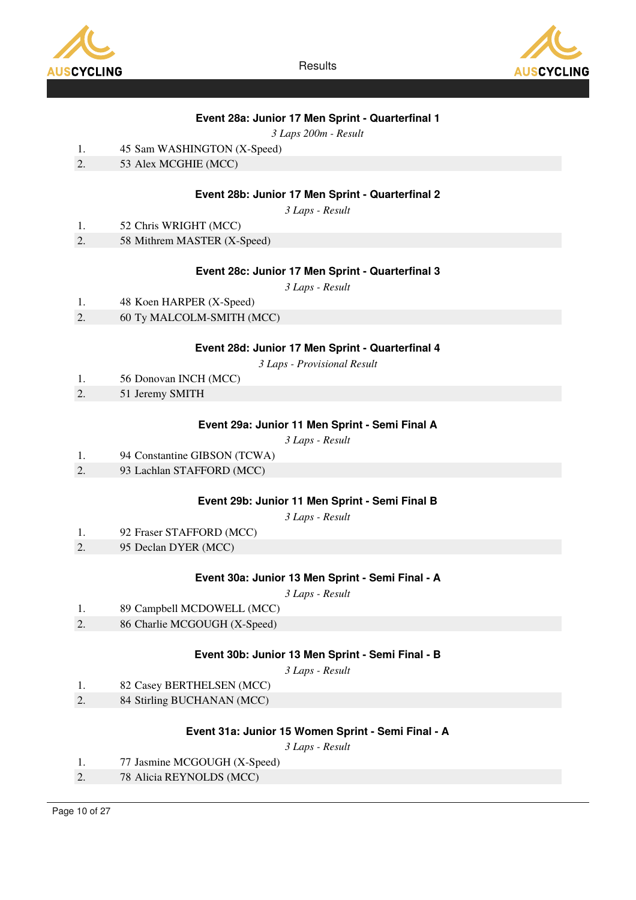### Event 28a: Junior 17 Men Sprint - Quarterfinal 1

*3 Laps 200m - Result*

1. 45 Sam WASHINGTON (X-Speed)
2. 53 Alex MCGHIE (MCC)

### Event 28b: Junior 17 Men Sprint - Quarterfinal 2

*3 Laps - Result*

1. 52 Chris WRIGHT (MCC)
2. 58 Mithrem MASTER (X-Speed)

### Event 28c: Junior 17 Men Sprint - Quarterfinal 3

*3 Laps - Result*

1. 48 Koen HARPER (X-Speed)
2. 60 Ty MALCOLM-SMITH (MCC)

### Event 28d: Junior 17 Men Sprint - Quarterfinal 4

*3 Laps - Provisional Result*

1. 56 Donovan INCH (MCC)
2. 51 Jeremy SMITH

### Event 29a: Junior 11 Men Sprint - Semi Final A

*3 Laps - Result*

1. 94 Constantine GIBSON (TCWA)
2. 93 Lachlan STAFFORD (MCC)

### Event 29b: Junior 11 Men Sprint - Semi Final B

*3 Laps - Result*

1. 92 Fraser STAFFORD (MCC)
2. 95 Declan DYER (MCC)

### Event 30a: Junior 13 Men Sprint - Semi Final - A

*3 Laps - Result*

1. 89 Campbell MCDOWELL (MCC)
2. 86 Charlie MCGOUGH (X-Speed)

### Event 30b: Junior 13 Men Sprint - Semi Final - B

*3 Laps - Result*

1. 82 Casey BERTHELSEN (MCC)
2. 84 Stirling BUCHANAN (MCC)

### Event 31a: Junior 15 Women Sprint - Semi Final - A

*3 Laps - Result*

1. 77 Jasmine MCGOUGH (X-Speed)
2. 78 Alicia REYNOLDS (MCC)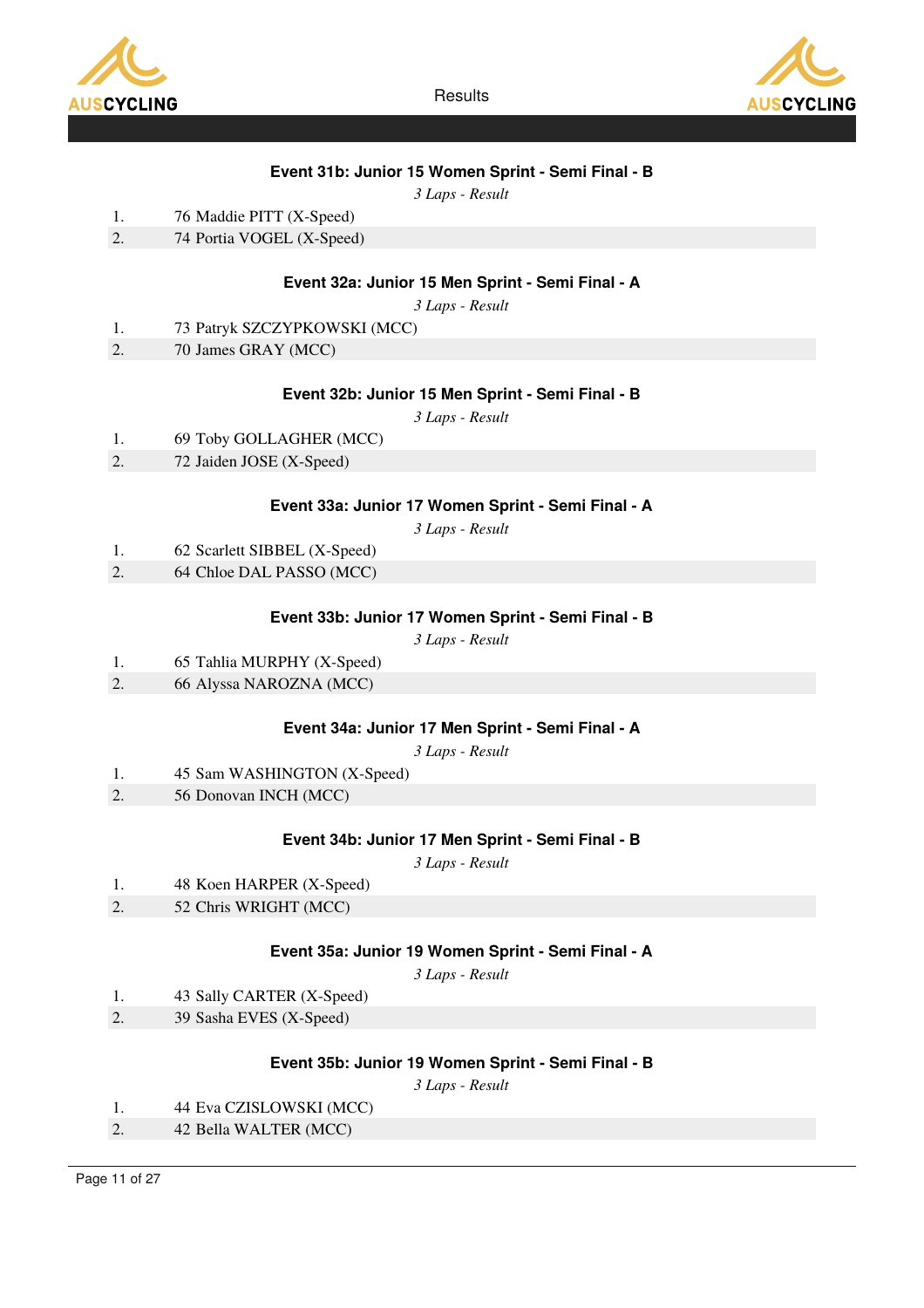### Event 31b: Junior 15 Women Sprint - Semi Final - B

*3 Laps - Result*

1. 76 Maddie PITT (X-Speed)
2. 74 Portia VOGEL (X-Speed)

### Event 32a: Junior 15 Men Sprint - Semi Final - A

*3 Laps - Result*

1. 73 Patryk SZCZYPKOWSKI (MCC)
2. 70 James GRAY (MCC)

### Event 32b: Junior 15 Men Sprint - Semi Final - B

*3 Laps - Result*

1. 69 Toby GOLLAGHER (MCC)
2. 72 Jaiden JOSE (X-Speed)

### Event 33a: Junior 17 Women Sprint - Semi Final - A

*3 Laps - Result*

1. 62 Scarlett SIBBEL (X-Speed)
2. 64 Chloe DAL PASSO (MCC)

### Event 33b: Junior 17 Women Sprint - Semi Final - B

*3 Laps - Result*

1. 65 Tahlia MURPHY (X-Speed)
2. 66 Alyssa NAROZNA (MCC)

### Event 34a: Junior 17 Men Sprint - Semi Final - A

*3 Laps - Result*

1. 45 Sam WASHINGTON (X-Speed)
2. 56 Donovan INCH (MCC)

### Event 34b: Junior 17 Men Sprint - Semi Final - B

*3 Laps - Result*

1. 48 Koen HARPER (X-Speed)
2. 52 Chris WRIGHT (MCC)

### Event 35a: Junior 19 Women Sprint - Semi Final - A

*3 Laps - Result*

1. 43 Sally CARTER (X-Speed)
2. 39 Sasha EVES (X-Speed)

### Event 35b: Junior 19 Women Sprint - Semi Final - B

*3 Laps - Result*

1. 44 Eva CZISLOWSKI (MCC)
2. 42 Bella WALTER (MCC)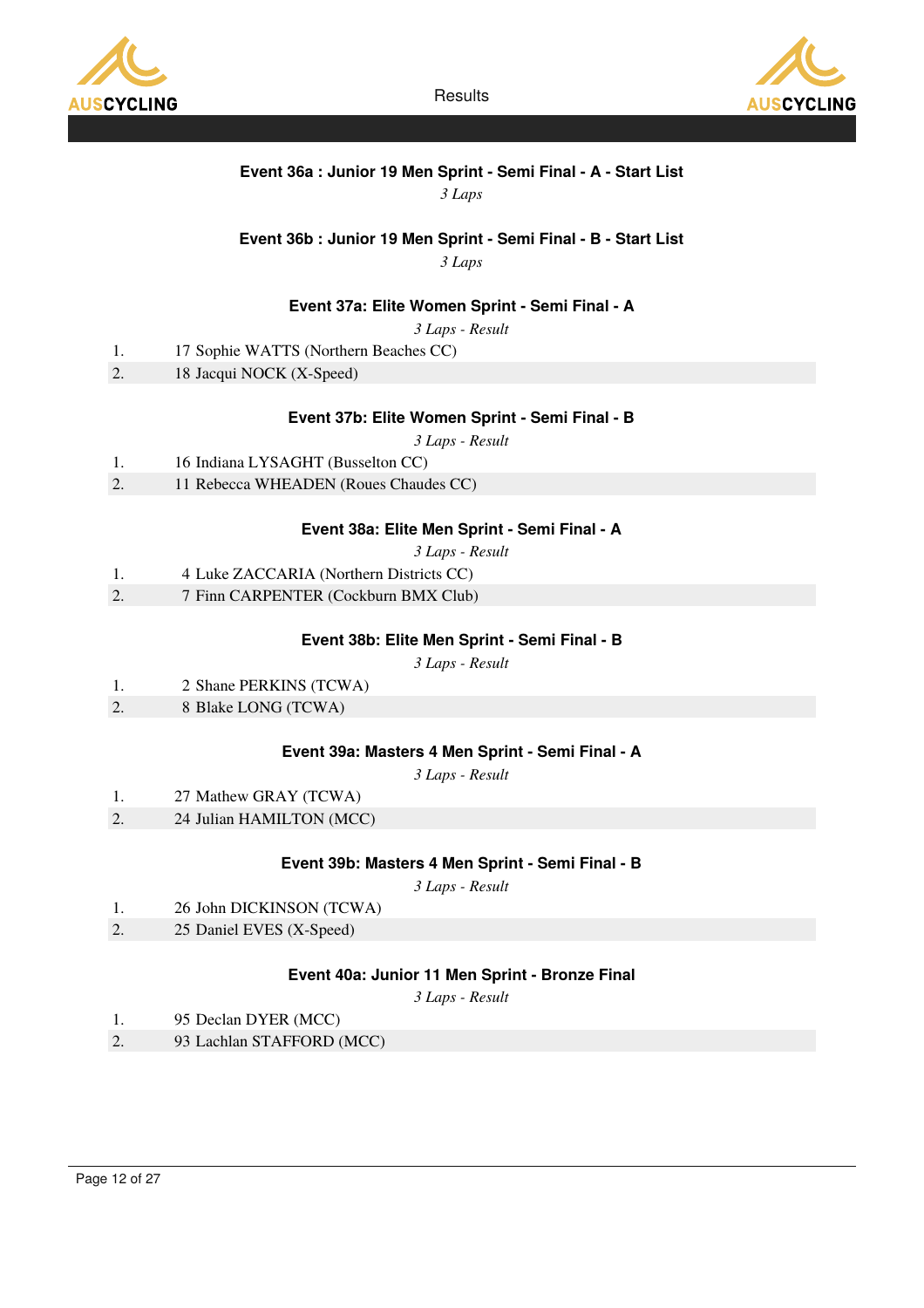### Event 36a : Junior 19 Men Sprint - Semi Final - A - Start List

*3 Laps*

### Event 36b : Junior 19 Men Sprint - Semi Final - B - Start List

*3 Laps*

### Event 37a: Elite Women Sprint - Semi Final - A

*3 Laps - Result*

| | |
|---|---|
| 1. | 17 Sophie WATTS (Northern Beaches CC) |
| 2. | 18 Jacqui NOCK (X-Speed) |

### Event 37b: Elite Women Sprint - Semi Final - B

*3 Laps - Result*

| | |
|---|---|
| 1. | 16 Indiana LYSAGHT (Busselton CC) |
| 2. | 11 Rebecca WHEADEN (Roues Chaudes CC) |

### Event 38a: Elite Men Sprint - Semi Final - A

*3 Laps - Result*

| | |
|---|---|
| 1. | 4 Luke ZACCARIA (Northern Districts CC) |
| 2. | 7 Finn CARPENTER (Cockburn BMX Club) |

### Event 38b: Elite Men Sprint - Semi Final - B

*3 Laps - Result*

| | |
|---|---|
| 1. | 2 Shane PERKINS (TCWA) |
| 2. | 8 Blake LONG (TCWA) |

### Event 39a: Masters 4 Men Sprint - Semi Final - A

*3 Laps - Result*

| | |
|---|---|
| 1. | 27 Mathew GRAY (TCWA) |
| 2. | 24 Julian HAMILTON (MCC) |

### Event 39b: Masters 4 Men Sprint - Semi Final - B

*3 Laps - Result*

| | |
|---|---|
| 1. | 26 John DICKINSON (TCWA) |
| 2. | 25 Daniel EVES (X-Speed) |

### Event 40a: Junior 11 Men Sprint - Bronze Final

*3 Laps - Result*

| | |
|---|---|
| 1. | 95 Declan DYER (MCC) |
| 2. | 93 Lachlan STAFFORD (MCC) |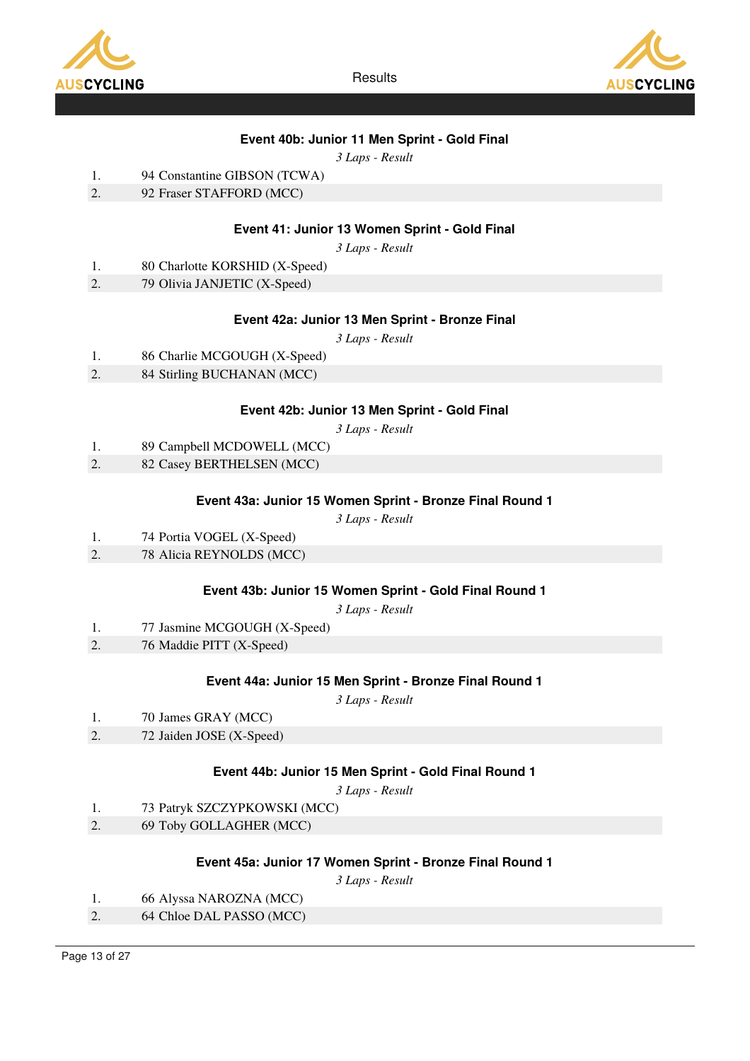### Event 40b: Junior 11 Men Sprint - Gold Final

*3 Laps - Result*

| | |
|---|---|
| 1. | 94 Constantine GIBSON (TCWA) |
| 2. | 92 Fraser STAFFORD (MCC) |

### Event 41: Junior 13 Women Sprint - Gold Final

*3 Laps - Result*

| | |
|---|---|
| 1. | 80 Charlotte KORSHID (X-Speed) |
| 2. | 79 Olivia JANJETIC (X-Speed) |

### Event 42a: Junior 13 Men Sprint - Bronze Final

*3 Laps - Result*

| | |
|---|---|
| 1. | 86 Charlie MCGOUGH (X-Speed) |
| 2. | 84 Stirling BUCHANAN (MCC) |

### Event 42b: Junior 13 Men Sprint - Gold Final

*3 Laps - Result*

| | |
|---|---|
| 1. | 89 Campbell MCDOWELL (MCC) |
| 2. | 82 Casey BERTHELSEN (MCC) |

### Event 43a: Junior 15 Women Sprint - Bronze Final Round 1

*3 Laps - Result*

| | |
|---|---|
| 1. | 74 Portia VOGEL (X-Speed) |
| 2. | 78 Alicia REYNOLDS (MCC) |

### Event 43b: Junior 15 Women Sprint - Gold Final Round 1

*3 Laps - Result*

| | |
|---|---|
| 1. | 77 Jasmine MCGOUGH (X-Speed) |
| 2. | 76 Maddie PITT (X-Speed) |

### Event 44a: Junior 15 Men Sprint - Bronze Final Round 1

*3 Laps - Result*

| | |
|---|---|
| 1. | 70 James GRAY (MCC) |
| 2. | 72 Jaiden JOSE (X-Speed) |

### Event 44b: Junior 15 Men Sprint - Gold Final Round 1

*3 Laps - Result*

| | |
|---|---|
| 1. | 73 Patryk SZCZYPKOWSKI (MCC) |
| 2. | 69 Toby GOLLAGHER (MCC) |

### Event 45a: Junior 17 Women Sprint - Bronze Final Round 1

*3 Laps - Result*

| | |
|---|---|
| 1. | 66 Alyssa NAROZNA (MCC) |
| 2. | 64 Chloe DAL PASSO (MCC) |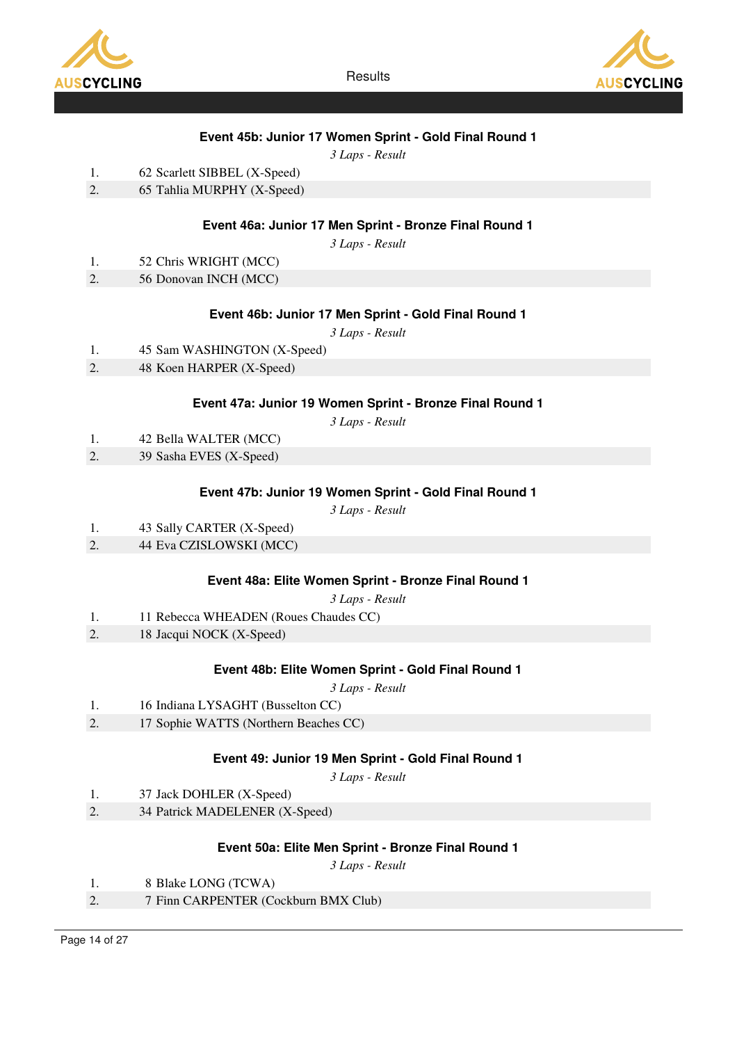### Event 45b: Junior 17 Women Sprint - Gold Final Round 1

*3 Laps - Result*

1. 62 Scarlett SIBBEL (X-Speed)
2. 65 Tahlia MURPHY (X-Speed)

### Event 46a: Junior 17 Men Sprint - Bronze Final Round 1

*3 Laps - Result*

1. 52 Chris WRIGHT (MCC)
2. 56 Donovan INCH (MCC)

### Event 46b: Junior 17 Men Sprint - Gold Final Round 1

*3 Laps - Result*

1. 45 Sam WASHINGTON (X-Speed)
2. 48 Koen HARPER (X-Speed)

### Event 47a: Junior 19 Women Sprint - Bronze Final Round 1

*3 Laps - Result*

1. 42 Bella WALTER (MCC)
2. 39 Sasha EVES (X-Speed)

### Event 47b: Junior 19 Women Sprint - Gold Final Round 1

*3 Laps - Result*

1. 43 Sally CARTER (X-Speed)
2. 44 Eva CZISLOWSKI (MCC)

### Event 48a: Elite Women Sprint - Bronze Final Round 1

*3 Laps - Result*

1. 11 Rebecca WHEADEN (Roues Chaudes CC)
2. 18 Jacqui NOCK (X-Speed)

### Event 48b: Elite Women Sprint - Gold Final Round 1

*3 Laps - Result*

1. 16 Indiana LYSAGHT (Busselton CC)
2. 17 Sophie WATTS (Northern Beaches CC)

### Event 49: Junior 19 Men Sprint - Gold Final Round 1

*3 Laps - Result*

1. 37 Jack DOHLER (X-Speed)
2. 34 Patrick MADELENER (X-Speed)

### Event 50a: Elite Men Sprint - Bronze Final Round 1

*3 Laps - Result*

1. 8 Blake LONG (TCWA)
2. 7 Finn CARPENTER (Cockburn BMX Club)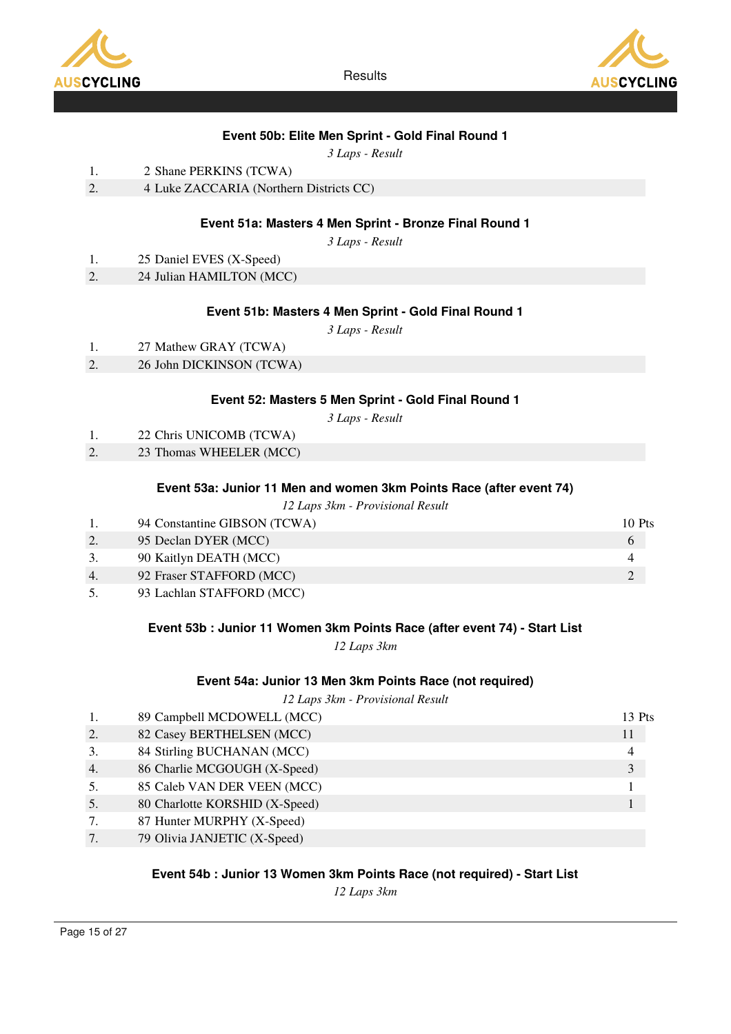Results

### Event 50b: Elite Men Sprint - Gold Final Round 1

*3 Laps - Result*

| | |
|---|---|
| 1. | 2 Shane PERKINS (TCWA) |
| 2. | 4 Luke ZACCARIA (Northern Districts CC) |

### Event 51a: Masters 4 Men Sprint - Bronze Final Round 1

*3 Laps - Result*

| | |
|---|---|
| 1. | 25 Daniel EVES (X-Speed) |
| 2. | 24 Julian HAMILTON (MCC) |

### Event 51b: Masters 4 Men Sprint - Gold Final Round 1

*3 Laps - Result*

| | |
|---|---|
| 1. | 27 Mathew GRAY (TCWA) |
| 2. | 26 John DICKINSON (TCWA) |

### Event 52: Masters 5 Men Sprint - Gold Final Round 1

*3 Laps - Result*

| | |
|---|---|
| 1. | 22 Chris UNICOMB (TCWA) |
| 2. | 23 Thomas WHEELER (MCC) |

### Event 53a: Junior 11 Men and women 3km Points Race (after event 74)

*12 Laps 3km - Provisional Result*

| | | |
|---|---|---|
| 1. | 94 Constantine GIBSON (TCWA) | 10 Pts |
| 2. | 95 Declan DYER (MCC) | 6 |
| 3. | 90 Kaitlyn DEATH (MCC) | 4 |
| 4. | 92 Fraser STAFFORD (MCC) | 2 |
| 5. | 93 Lachlan STAFFORD (MCC) | |

### Event 53b : Junior 11 Women 3km Points Race (after event 74) - Start List

*12 Laps 3km*

### Event 54a: Junior 13 Men 3km Points Race (not required)

*12 Laps 3km - Provisional Result*

| | | |
|---|---|---|
| 1. | 89 Campbell MCDOWELL (MCC) | 13 Pts |
| 2. | 82 Casey BERTHELSEN (MCC) | 11 |
| 3. | 84 Stirling BUCHANAN (MCC) | 4 |
| 4. | 86 Charlie MCGOUGH (X-Speed) | 3 |
| 5. | 85 Caleb VAN DER VEEN (MCC) | 1 |
| 5. | 80 Charlotte KORSHID (X-Speed) | 1 |
| 7. | 87 Hunter MURPHY (X-Speed) | |
| 7. | 79 Olivia JANJETIC (X-Speed) | |

### Event 54b : Junior 13 Women 3km Points Race (not required) - Start List

*12 Laps 3km*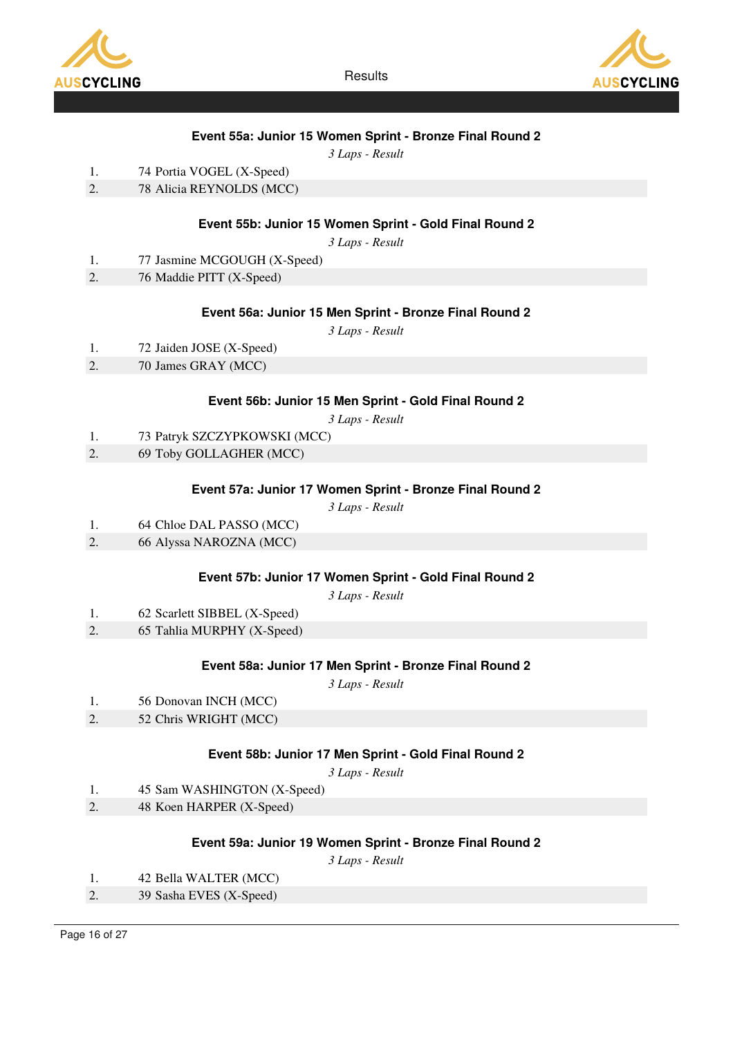### Event 55a: Junior 15 Women Sprint - Bronze Final Round 2

*3 Laps - Result*

1. 74 Portia VOGEL (X-Speed)
2. 78 Alicia REYNOLDS (MCC)

### Event 55b: Junior 15 Women Sprint - Gold Final Round 2

*3 Laps - Result*

1. 77 Jasmine MCGOUGH (X-Speed)
2. 76 Maddie PITT (X-Speed)

### Event 56a: Junior 15 Men Sprint - Bronze Final Round 2

*3 Laps - Result*

1. 72 Jaiden JOSE (X-Speed)
2. 70 James GRAY (MCC)

### Event 56b: Junior 15 Men Sprint - Gold Final Round 2

*3 Laps - Result*

1. 73 Patryk SZCZYPKOWSKI (MCC)
2. 69 Toby GOLLAGHER (MCC)

### Event 57a: Junior 17 Women Sprint - Bronze Final Round 2

*3 Laps - Result*

1. 64 Chloe DAL PASSO (MCC)
2. 66 Alyssa NAROZNA (MCC)

### Event 57b: Junior 17 Women Sprint - Gold Final Round 2

*3 Laps - Result*

1. 62 Scarlett SIBBEL (X-Speed)
2. 65 Tahlia MURPHY (X-Speed)

### Event 58a: Junior 17 Men Sprint - Bronze Final Round 2

*3 Laps - Result*

1. 56 Donovan INCH (MCC)
2. 52 Chris WRIGHT (MCC)

### Event 58b: Junior 17 Men Sprint - Gold Final Round 2

*3 Laps - Result*

1. 45 Sam WASHINGTON (X-Speed)
2. 48 Koen HARPER (X-Speed)

### Event 59a: Junior 19 Women Sprint - Bronze Final Round 2

*3 Laps - Result*

1. 42 Bella WALTER (MCC)
2. 39 Sasha EVES (X-Speed)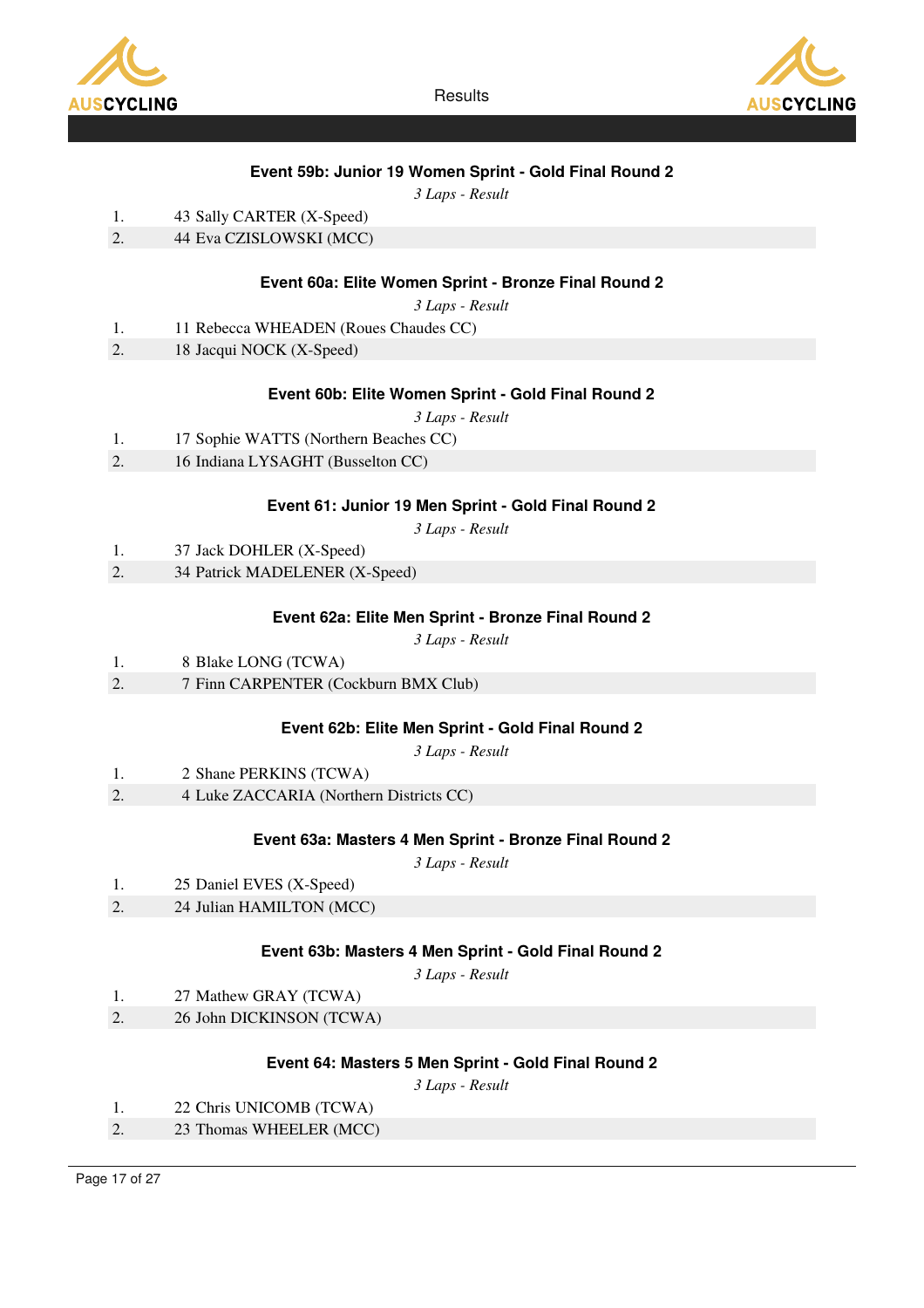### Event 59b: Junior 19 Women Sprint - Gold Final Round 2

*3 Laps - Result*

| | |
|---|---|
| 1. | 43 Sally CARTER (X-Speed) |
| 2. | 44 Eva CZISLOWSKI (MCC) |

### Event 60a: Elite Women Sprint - Bronze Final Round 2

*3 Laps - Result*

| | |
|---|---|
| 1. | 11 Rebecca WHEADEN (Roues Chaudes CC) |
| 2. | 18 Jacqui NOCK (X-Speed) |

### Event 60b: Elite Women Sprint - Gold Final Round 2

*3 Laps - Result*

| | |
|---|---|
| 1. | 17 Sophie WATTS (Northern Beaches CC) |
| 2. | 16 Indiana LYSAGHT (Busselton CC) |

### Event 61: Junior 19 Men Sprint - Gold Final Round 2

*3 Laps - Result*

| | |
|---|---|
| 1. | 37 Jack DOHLER (X-Speed) |
| 2. | 34 Patrick MADELENER (X-Speed) |

### Event 62a: Elite Men Sprint - Bronze Final Round 2

*3 Laps - Result*

| | |
|---|---|
| 1. | 8 Blake LONG (TCWA) |
| 2. | 7 Finn CARPENTER (Cockburn BMX Club) |

### Event 62b: Elite Men Sprint - Gold Final Round 2

*3 Laps - Result*

| | |
|---|---|
| 1. | 2 Shane PERKINS (TCWA) |
| 2. | 4 Luke ZACCARIA (Northern Districts CC) |

### Event 63a: Masters 4 Men Sprint - Bronze Final Round 2

*3 Laps - Result*

| | |
|---|---|
| 1. | 25 Daniel EVES (X-Speed) |
| 2. | 24 Julian HAMILTON (MCC) |

### Event 63b: Masters 4 Men Sprint - Gold Final Round 2

*3 Laps - Result*

| | |
|---|---|
| 1. | 27 Mathew GRAY (TCWA) |
| 2. | 26 John DICKINSON (TCWA) |

### Event 64: Masters 5 Men Sprint - Gold Final Round 2

*3 Laps - Result*

| | |
|---|---|
| 1. | 22 Chris UNICOMB (TCWA) |
| 2. | 23 Thomas WHEELER (MCC) |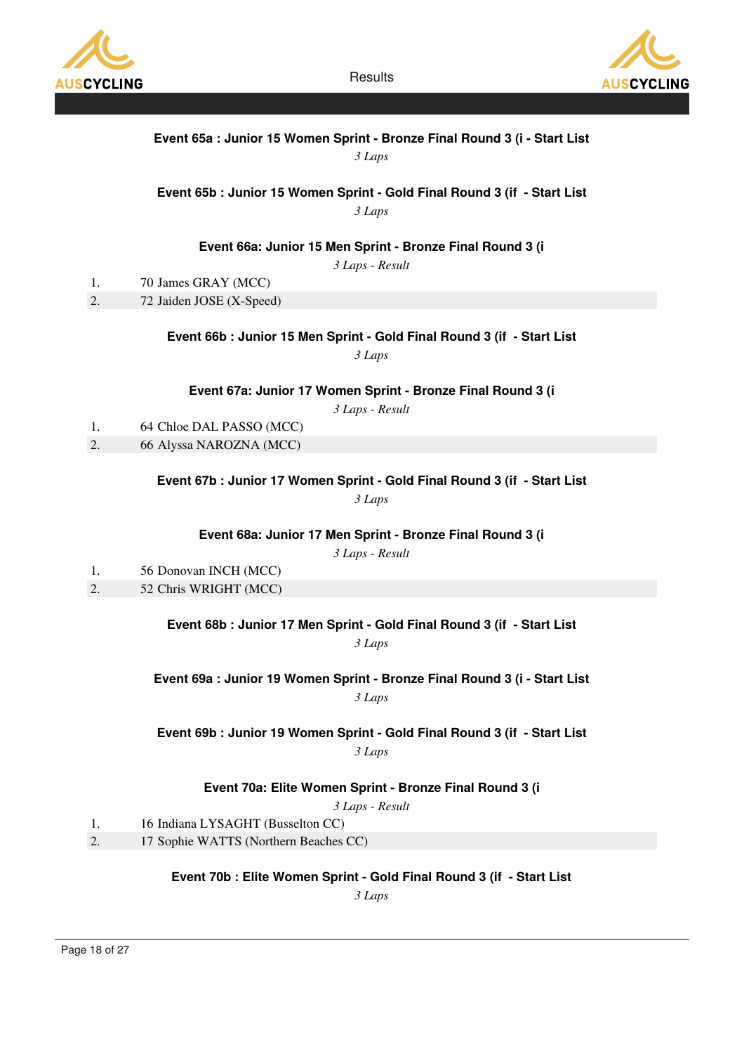### Event 65a : Junior 15 Women Sprint - Bronze Final Round 3 (i - Start List

*3 Laps*

### Event 65b : Junior 15 Women Sprint - Gold Final Round 3 (if  - Start List

*3 Laps*

### Event 66a: Junior 15 Men Sprint - Bronze Final Round 3 (i

*3 Laps - Result*

| | |
|---|---|
| 1. | 70 James GRAY (MCC) |
| 2. | 72 Jaiden JOSE (X-Speed) |

### Event 66b : Junior 15 Men Sprint - Gold Final Round 3 (if  - Start List

*3 Laps*

### Event 67a: Junior 17 Women Sprint - Bronze Final Round 3 (i

*3 Laps - Result*

| | |
|---|---|
| 1. | 64 Chloe DAL PASSO (MCC) |
| 2. | 66 Alyssa NAROZNA (MCC) |

### Event 67b : Junior 17 Women Sprint - Gold Final Round 3 (if  - Start List

*3 Laps*

### Event 68a: Junior 17 Men Sprint - Bronze Final Round 3 (i

*3 Laps - Result*

| | |
|---|---|
| 1. | 56 Donovan INCH (MCC) |
| 2. | 52 Chris WRIGHT (MCC) |

### Event 68b : Junior 17 Men Sprint - Gold Final Round 3 (if  - Start List

*3 Laps*

### Event 69a : Junior 19 Women Sprint - Bronze Final Round 3 (i - Start List

*3 Laps*

### Event 69b : Junior 19 Women Sprint - Gold Final Round 3 (if  - Start List

*3 Laps*

### Event 70a: Elite Women Sprint - Bronze Final Round 3 (i

*3 Laps - Result*

| | |
|---|---|
| 1. | 16 Indiana LYSAGHT (Busselton CC) |
| 2. | 17 Sophie WATTS (Northern Beaches CC) |

### Event 70b : Elite Women Sprint - Gold Final Round 3 (if  - Start List

*3 Laps*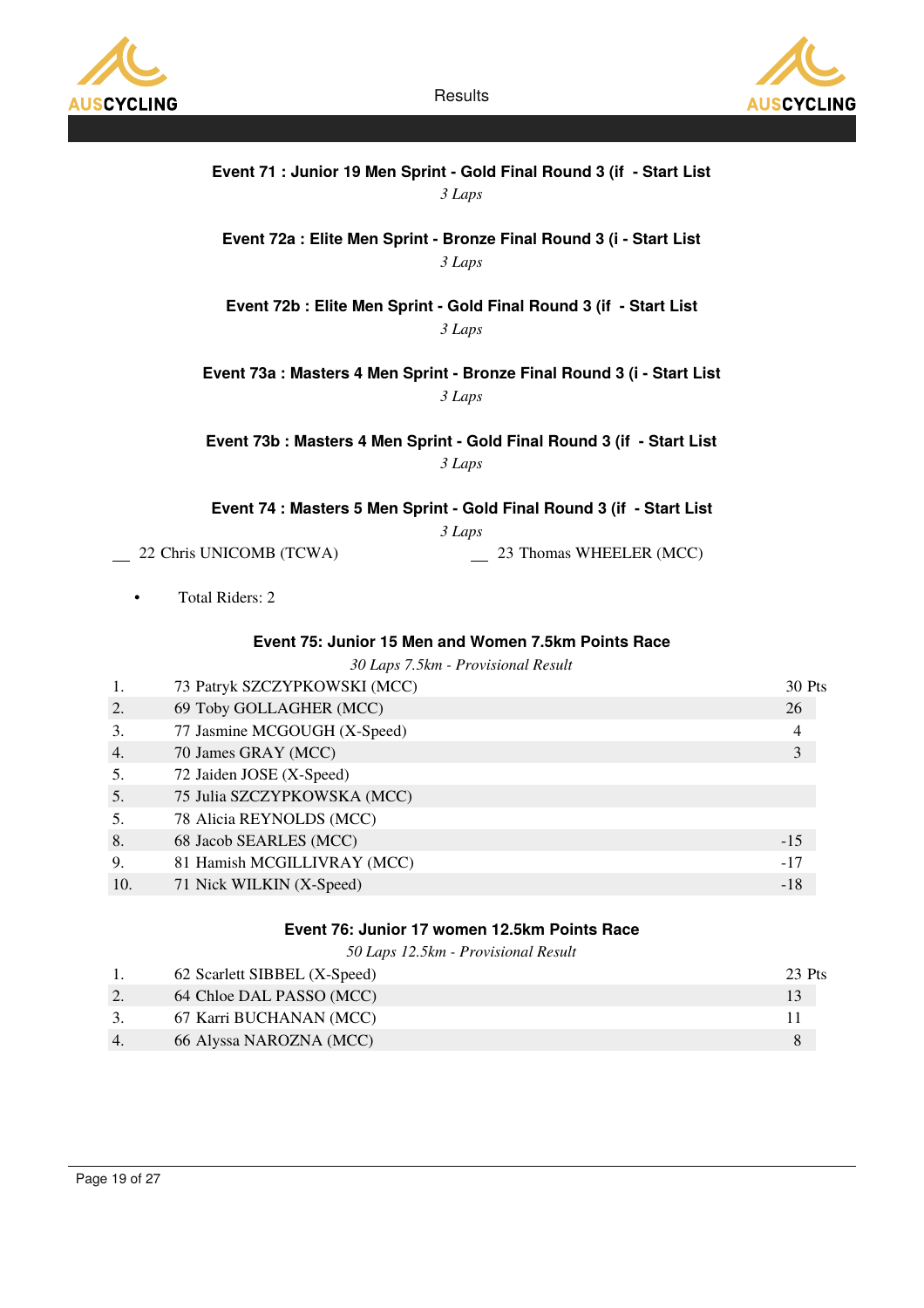### Event 71 : Junior 19 Men Sprint - Gold Final Round 3 (if - Start List

*3 Laps*

### Event 72a : Elite Men Sprint - Bronze Final Round 3 (i - Start List

*3 Laps*

### Event 72b : Elite Men Sprint - Gold Final Round 3 (if - Start List

*3 Laps*

### Event 73a : Masters 4 Men Sprint - Bronze Final Round 3 (i - Start List

*3 Laps*

### Event 73b : Masters 4 Men Sprint - Gold Final Round 3 (if - Start List

*3 Laps*

### Event 74 : Masters 5 Men Sprint - Gold Final Round 3 (if - Start List

*3 Laps*

__ 22 Chris UNICOMB (TCWA)

__ 23 Thomas WHEELER (MCC)

- Total Riders: 2

### Event 75: Junior 15 Men and Women 7.5km Points Race

*30 Laps 7.5km - Provisional Result*

| | | |
|---|---|---|
| 1. | 73 Patryk SZCZYPKOWSKI (MCC) | 30 Pts |
| 2. | 69 Toby GOLLAGHER (MCC) | 26 |
| 3. | 77 Jasmine MCGOUGH (X-Speed) | 4 |
| 4. | 70 James GRAY (MCC) | 3 |
| 5. | 72 Jaiden JOSE (X-Speed) | |
| 5. | 75 Julia SZCZYPKOWSKA (MCC) | |
| 5. | 78 Alicia REYNOLDS (MCC) | |
| 8. | 68 Jacob SEARLES (MCC) | -15 |
| 9. | 81 Hamish MCGILLIVRAY (MCC) | -17 |
| 10. | 71 Nick WILKIN (X-Speed) | -18 |

### Event 76: Junior 17 women 12.5km Points Race

*50 Laps 12.5km - Provisional Result*

| | | |
|---|---|---|
| 1. | 62 Scarlett SIBBEL (X-Speed) | 23 Pts |
| 2. | 64 Chloe DAL PASSO (MCC) | 13 |
| 3. | 67 Karri BUCHANAN (MCC) | 11 |
| 4. | 66 Alyssa NAROZNA (MCC) | 8 |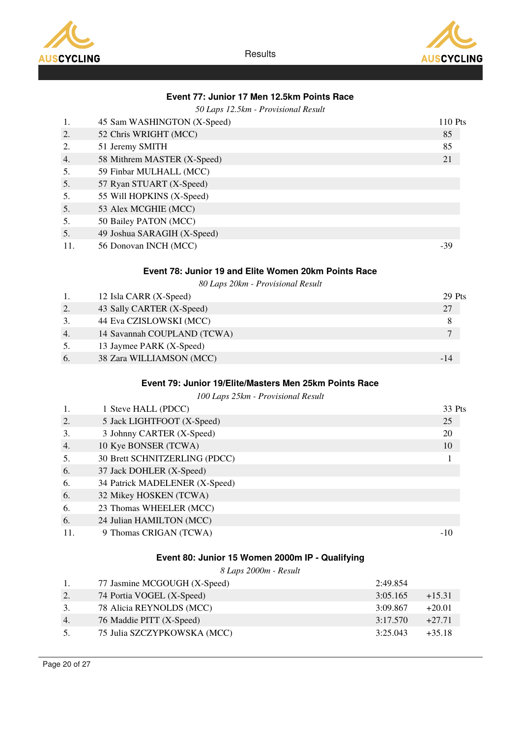Results

### Event 77: Junior 17 Men 12.5km Points Race

*50 Laps 12.5km - Provisional Result*

| Pos | Rider | Points |
|---|---|---|
| 1. | 45 Sam WASHINGTON (X-Speed) | 110 Pts |
| 2. | 52 Chris WRIGHT (MCC) | 85 |
| 2. | 51 Jeremy SMITH | 85 |
| 4. | 58 Mithrem MASTER (X-Speed) | 21 |
| 5. | 59 Finbar MULHALL (MCC) | |
| 5. | 57 Ryan STUART (X-Speed) | |
| 5. | 55 Will HOPKINS (X-Speed) | |
| 5. | 53 Alex MCGHIE (MCC) | |
| 5. | 50 Bailey PATON (MCC) | |
| 5. | 49 Joshua SARAGIH (X-Speed) | |
| 11. | 56 Donovan INCH (MCC) | -39 |

### Event 78: Junior 19 and Elite Women 20km Points Race

*80 Laps 20km - Provisional Result*

| Pos | Rider | Points |
|---|---|---|
| 1. | 12 Isla CARR (X-Speed) | 29 Pts |
| 2. | 43 Sally CARTER (X-Speed) | 27 |
| 3. | 44 Eva CZISLOWSKI (MCC) | 8 |
| 4. | 14 Savannah COUPLAND (TCWA) | 7 |
| 5. | 13 Jaymee PARK (X-Speed) | |
| 6. | 38 Zara WILLIAMSON (MCC) | -14 |

### Event 79: Junior 19/Elite/Masters Men 25km Points Race

*100 Laps 25km - Provisional Result*

| Pos | Rider | Points |
|---|---|---|
| 1. | 1 Steve HALL (PDCC) | 33 Pts |
| 2. | 5 Jack LIGHTFOOT (X-Speed) | 25 |
| 3. | 3 Johnny CARTER (X-Speed) | 20 |
| 4. | 10 Kye BONSER (TCWA) | 10 |
| 5. | 30 Brett SCHNITZERLING (PDCC) | 1 |
| 6. | 37 Jack DOHLER (X-Speed) | |
| 6. | 34 Patrick MADELENER (X-Speed) | |
| 6. | 32 Mikey HOSKEN (TCWA) | |
| 6. | 23 Thomas WHEELER (MCC) | |
| 6. | 24 Julian HAMILTON (MCC) | |
| 11. | 9 Thomas CRIGAN (TCWA) | -10 |

### Event 80: Junior 15 Women 2000m IP - Qualifying

*8 Laps 2000m - Result*

| Pos | Rider | Time | Gap |
|---|---|---|---|
| 1. | 77 Jasmine MCGOUGH (X-Speed) | 2:49.854 | |
| 2. | 74 Portia VOGEL (X-Speed) | 3:05.165 | +15.31 |
| 3. | 78 Alicia REYNOLDS (MCC) | 3:09.867 | +20.01 |
| 4. | 76 Maddie PITT (X-Speed) | 3:17.570 | +27.71 |
| 5. | 75 Julia SZCZYPKOWSKA (MCC) | 3:25.043 | +35.18 |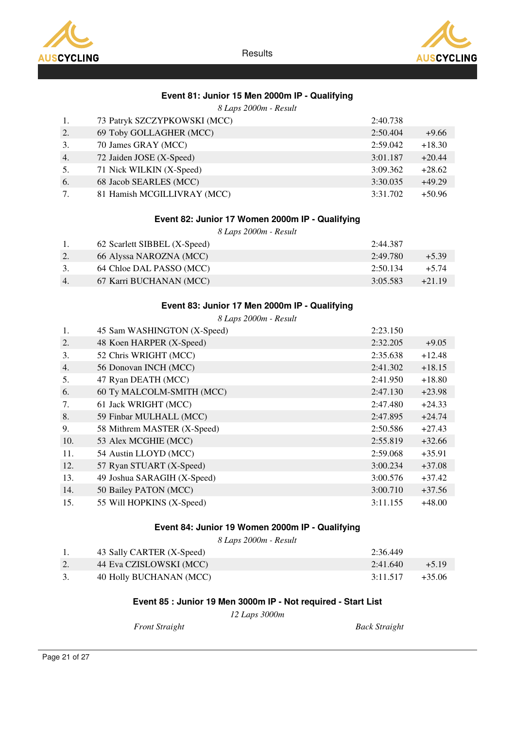### Event 81: Junior 15 Men 2000m IP - Qualifying

*8 Laps 2000m - Result*

| | | | |
|---|---|---|---|
| 1. | 73 Patryk SZCZYPKOWSKI (MCC) | 2:40.738 | |
| 2. | 69 Toby GOLLAGHER (MCC) | 2:50.404 | +9.66 |
| 3. | 70 James GRAY (MCC) | 2:59.042 | +18.30 |
| 4. | 72 Jaiden JOSE (X-Speed) | 3:01.187 | +20.44 |
| 5. | 71 Nick WILKIN (X-Speed) | 3:09.362 | +28.62 |
| 6. | 68 Jacob SEARLES (MCC) | 3:30.035 | +49.29 |
| 7. | 81 Hamish MCGILLIVRAY (MCC) | 3:31.702 | +50.96 |

### Event 82: Junior 17 Women 2000m IP - Qualifying

*8 Laps 2000m - Result*

| | | | |
|---|---|---|---|
| 1. | 62 Scarlett SIBBEL (X-Speed) | 2:44.387 | |
| 2. | 66 Alyssa NAROZNA (MCC) | 2:49.780 | +5.39 |
| 3. | 64 Chloe DAL PASSO (MCC) | 2:50.134 | +5.74 |
| 4. | 67 Karri BUCHANAN (MCC) | 3:05.583 | +21.19 |

### Event 83: Junior 17 Men 2000m IP - Qualifying

*8 Laps 2000m - Result*

| | | | |
|---|---|---|---|
| 1. | 45 Sam WASHINGTON (X-Speed) | 2:23.150 | |
| 2. | 48 Koen HARPER (X-Speed) | 2:32.205 | +9.05 |
| 3. | 52 Chris WRIGHT (MCC) | 2:35.638 | +12.48 |
| 4. | 56 Donovan INCH (MCC) | 2:41.302 | +18.15 |
| 5. | 47 Ryan DEATH (MCC) | 2:41.950 | +18.80 |
| 6. | 60 Ty MALCOLM-SMITH (MCC) | 2:47.130 | +23.98 |
| 7. | 61 Jack WRIGHT (MCC) | 2:47.480 | +24.33 |
| 8. | 59 Finbar MULHALL (MCC) | 2:47.895 | +24.74 |
| 9. | 58 Mithrem MASTER (X-Speed) | 2:50.586 | +27.43 |
| 10. | 53 Alex MCGHIE (MCC) | 2:55.819 | +32.66 |
| 11. | 54 Austin LLOYD (MCC) | 2:59.068 | +35.91 |
| 12. | 57 Ryan STUART (X-Speed) | 3:00.234 | +37.08 |
| 13. | 49 Joshua SARAGIH (X-Speed) | 3:00.576 | +37.42 |
| 14. | 50 Bailey PATON (MCC) | 3:00.710 | +37.56 |
| 15. | 55 Will HOPKINS (X-Speed) | 3:11.155 | +48.00 |

### Event 84: Junior 19 Women 2000m IP - Qualifying

*8 Laps 2000m - Result*

| | | | |
|---|---|---|---|
| 1. | 43 Sally CARTER (X-Speed) | 2:36.449 | |
| 2. | 44 Eva CZISLOWSKI (MCC) | 2:41.640 | +5.19 |
| 3. | 40 Holly BUCHANAN (MCC) | 3:11.517 | +35.06 |

### Event 85 : Junior 19 Men 3000m IP - Not required - Start List

*12 Laps 3000m*

*Front Straight* | *Back Straight*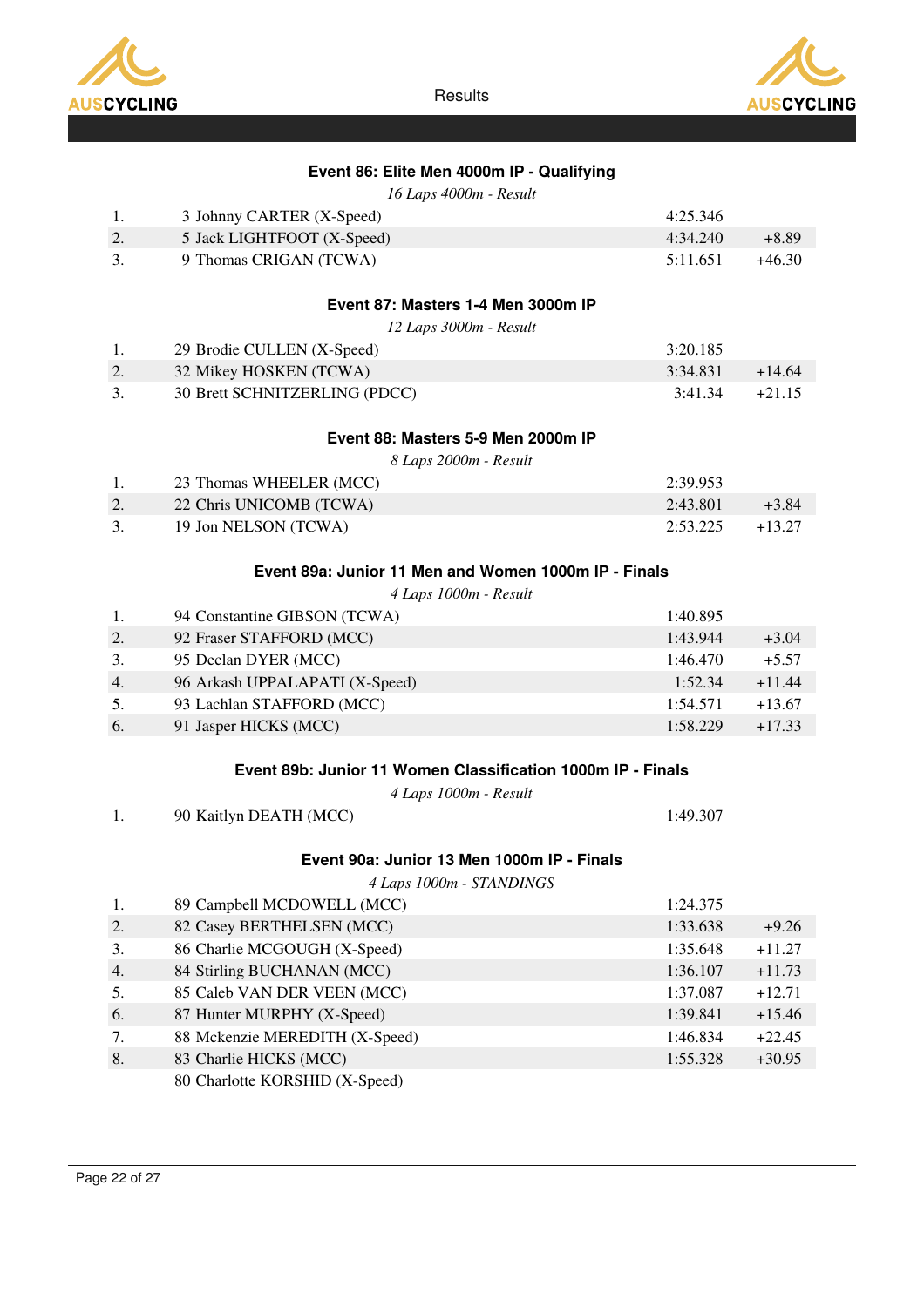## Event 86: Elite Men 4000m IP - Qualifying

*16 Laps 4000m - Result*

| | | | |
|---|---|---|---|
| 1. | 3 Johnny CARTER (X-Speed) | 4:25.346 | |
| 2. | 5 Jack LIGHTFOOT (X-Speed) | 4:34.240 | +8.89 |
| 3. | 9 Thomas CRIGAN (TCWA) | 5:11.651 | +46.30 |

## Event 87: Masters 1-4 Men 3000m IP

*12 Laps 3000m - Result*

| | | | |
|---|---|---|---|
| 1. | 29 Brodie CULLEN (X-Speed) | 3:20.185 | |
| 2. | 32 Mikey HOSKEN (TCWA) | 3:34.831 | +14.64 |
| 3. | 30 Brett SCHNITZERLING (PDCC) | 3:41.34 | +21.15 |

## Event 88: Masters 5-9 Men 2000m IP

*8 Laps 2000m - Result*

| | | | |
|---|---|---|---|
| 1. | 23 Thomas WHEELER (MCC) | 2:39.953 | |
| 2. | 22 Chris UNICOMB (TCWA) | 2:43.801 | +3.84 |
| 3. | 19 Jon NELSON (TCWA) | 2:53.225 | +13.27 |

## Event 89a: Junior 11 Men and Women 1000m IP - Finals

*4 Laps 1000m - Result*

| | | | |
|---|---|---|---|
| 1. | 94 Constantine GIBSON (TCWA) | 1:40.895 | |
| 2. | 92 Fraser STAFFORD (MCC) | 1:43.944 | +3.04 |
| 3. | 95 Declan DYER (MCC) | 1:46.470 | +5.57 |
| 4. | 96 Arkash UPPALAPATI (X-Speed) | 1:52.34 | +11.44 |
| 5. | 93 Lachlan STAFFORD (MCC) | 1:54.571 | +13.67 |
| 6. | 91 Jasper HICKS (MCC) | 1:58.229 | +17.33 |

## Event 89b: Junior 11 Women Classification 1000m IP - Finals

*4 Laps 1000m - Result*

| | | | |
|---|---|---|---|
| 1. | 90 Kaitlyn DEATH (MCC) | 1:49.307 | |

## Event 90a: Junior 13 Men 1000m IP - Finals

*4 Laps 1000m - STANDINGS*

| | | | |
|---|---|---|---|
| 1. | 89 Campbell MCDOWELL (MCC) | 1:24.375 | |
| 2. | 82 Casey BERTHELSEN (MCC) | 1:33.638 | +9.26 |
| 3. | 86 Charlie MCGOUGH (X-Speed) | 1:35.648 | +11.27 |
| 4. | 84 Stirling BUCHANAN (MCC) | 1:36.107 | +11.73 |
| 5. | 85 Caleb VAN DER VEEN (MCC) | 1:37.087 | +12.71 |
| 6. | 87 Hunter MURPHY (X-Speed) | 1:39.841 | +15.46 |
| 7. | 88 Mckenzie MEREDITH (X-Speed) | 1:46.834 | +22.45 |
| 8. | 83 Charlie HICKS (MCC) | 1:55.328 | +30.95 |
| | 80 Charlotte KORSHID (X-Speed) | | |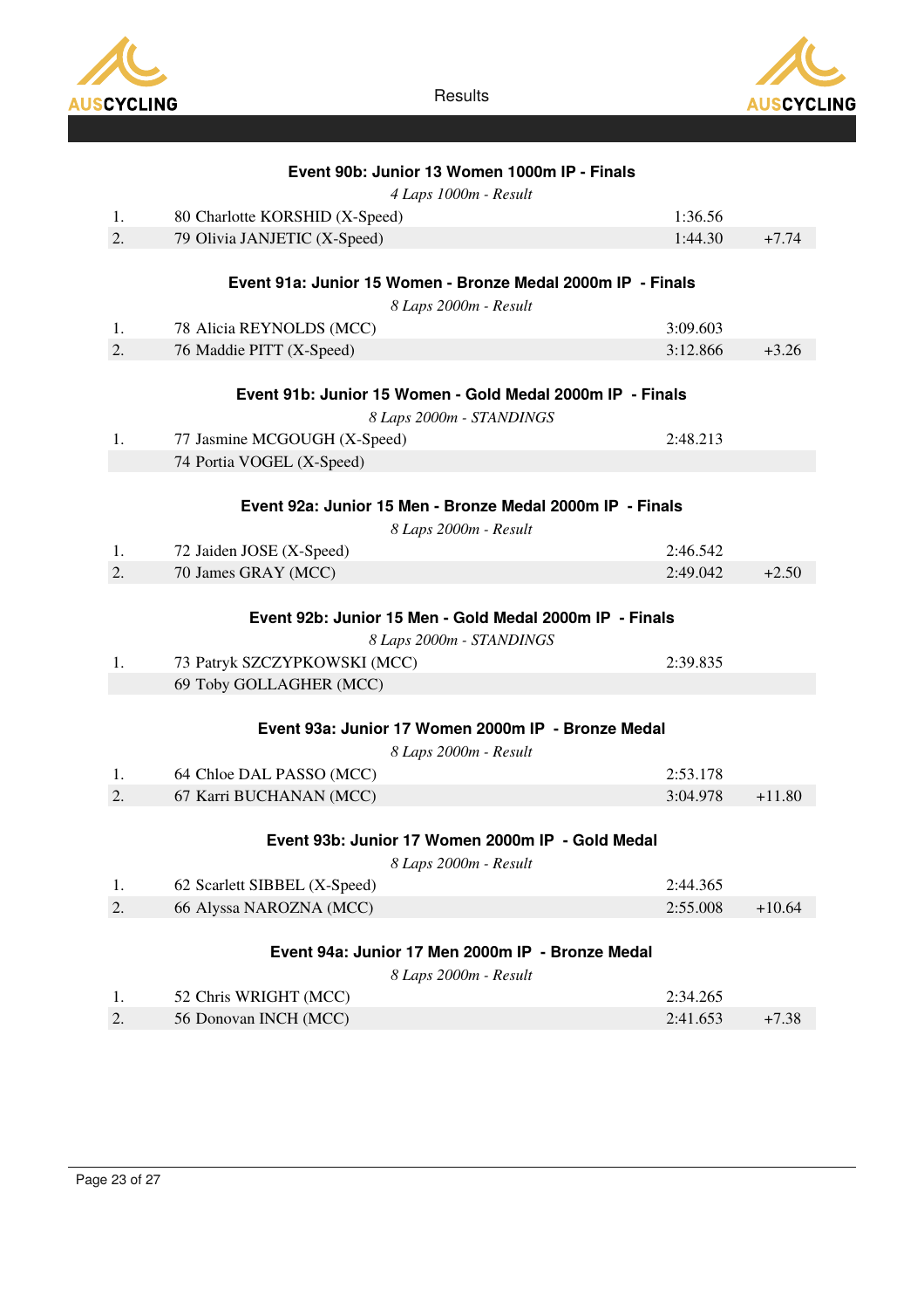### Event 90b: Junior 13 Women 1000m IP - Finals

*4 Laps 1000m - Result*

| | | | |
|---|---|---|---|
| 1. | 80 Charlotte KORSHID (X-Speed) | 1:36.56 | |
| 2. | 79 Olivia JANJETIC (X-Speed) | 1:44.30 | +7.74 |

### Event 91a: Junior 15 Women - Bronze Medal 2000m IP - Finals

*8 Laps 2000m - Result*

| | | | |
|---|---|---|---|
| 1. | 78 Alicia REYNOLDS (MCC) | 3:09.603 | |
| 2. | 76 Maddie PITT (X-Speed) | 3:12.866 | +3.26 |

### Event 91b: Junior 15 Women - Gold Medal 2000m IP - Finals

*8 Laps 2000m - STANDINGS*

| | | | |
|---|---|---|---|
| 1. | 77 Jasmine MCGOUGH (X-Speed) | 2:48.213 | |
| | 74 Portia VOGEL (X-Speed) | | |

### Event 92a: Junior 15 Men - Bronze Medal 2000m IP - Finals

*8 Laps 2000m - Result*

| | | | |
|---|---|---|---|
| 1. | 72 Jaiden JOSE (X-Speed) | 2:46.542 | |
| 2. | 70 James GRAY (MCC) | 2:49.042 | +2.50 |

### Event 92b: Junior 15 Men - Gold Medal 2000m IP - Finals

*8 Laps 2000m - STANDINGS*

| | | | |
|---|---|---|---|
| 1. | 73 Patryk SZCZYPKOWSKI (MCC) | 2:39.835 | |
| | 69 Toby GOLLAGHER (MCC) | | |

### Event 93a: Junior 17 Women 2000m IP - Bronze Medal

*8 Laps 2000m - Result*

| | | | |
|---|---|---|---|
| 1. | 64 Chloe DAL PASSO (MCC) | 2:53.178 | |
| 2. | 67 Karri BUCHANAN (MCC) | 3:04.978 | +11.80 |

### Event 93b: Junior 17 Women 2000m IP - Gold Medal

*8 Laps 2000m - Result*

| | | | |
|---|---|---|---|
| 1. | 62 Scarlett SIBBEL (X-Speed) | 2:44.365 | |
| 2. | 66 Alyssa NAROZNA (MCC) | 2:55.008 | +10.64 |

### Event 94a: Junior 17 Men 2000m IP - Bronze Medal

*8 Laps 2000m - Result*

| | | | |
|---|---|---|---|
| 1. | 52 Chris WRIGHT (MCC) | 2:34.265 | |
| 2. | 56 Donovan INCH (MCC) | 2:41.653 | +7.38 |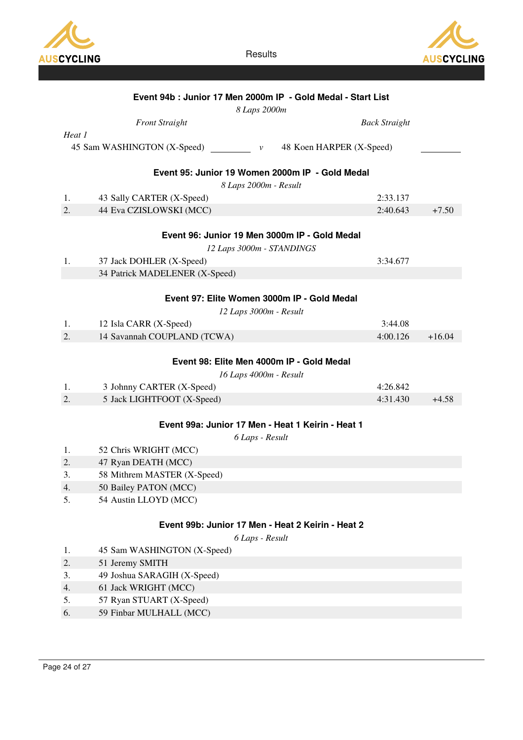### Event 94b : Junior 17 Men 2000m IP - Gold Medal - Start List

*8 Laps 2000m*

| | *Front Straight* | | | *Back Straight* | |
|---|---|---|---|---|---|
| *Heat 1* | | | | | |
| | 45 Sam WASHINGTON (X-Speed) | ________ | *v* | 48 Koen HARPER (X-Speed) | ________ |

### Event 95: Junior 19 Women 2000m IP - Gold Medal

*8 Laps 2000m - Result*

| | | | |
|---|---|---|---|
| 1. | 43 Sally CARTER (X-Speed) | 2:33.137 | |
| 2. | 44 Eva CZISLOWSKI (MCC) | 2:40.643 | +7.50 |

### Event 96: Junior 19 Men 3000m IP - Gold Medal

*12 Laps 3000m - STANDINGS*

| | | | |
|---|---|---|---|
| 1. | 37 Jack DOHLER (X-Speed) | 3:34.677 | |
| | 34 Patrick MADELENER (X-Speed) | | |

### Event 97: Elite Women 3000m IP - Gold Medal

*12 Laps 3000m - Result*

| | | | |
|---|---|---|---|
| 1. | 12 Isla CARR (X-Speed) | 3:44.08 | |
| 2. | 14 Savannah COUPLAND (TCWA) | 4:00.126 | +16.04 |

### Event 98: Elite Men 4000m IP - Gold Medal

*16 Laps 4000m - Result*

| | | | |
|---|---|---|---|
| 1. | 3 Johnny CARTER (X-Speed) | 4:26.842 | |
| 2. | 5 Jack LIGHTFOOT (X-Speed) | 4:31.430 | +4.58 |

### Event 99a: Junior 17 Men - Heat 1 Keirin - Heat 1

*6 Laps - Result*

| | |
|---|---|
| 1. | 52 Chris WRIGHT (MCC) |
| 2. | 47 Ryan DEATH (MCC) |
| 3. | 58 Mithrem MASTER (X-Speed) |
| 4. | 50 Bailey PATON (MCC) |
| 5. | 54 Austin LLOYD (MCC) |

### Event 99b: Junior 17 Men - Heat 2 Keirin - Heat 2

*6 Laps - Result*

| | |
|---|---|
| 1. | 45 Sam WASHINGTON (X-Speed) |
| 2. | 51 Jeremy SMITH |
| 3. | 49 Joshua SARAGIH (X-Speed) |
| 4. | 61 Jack WRIGHT (MCC) |
| 5. | 57 Ryan STUART (X-Speed) |
| 6. | 59 Finbar MULHALL (MCC) |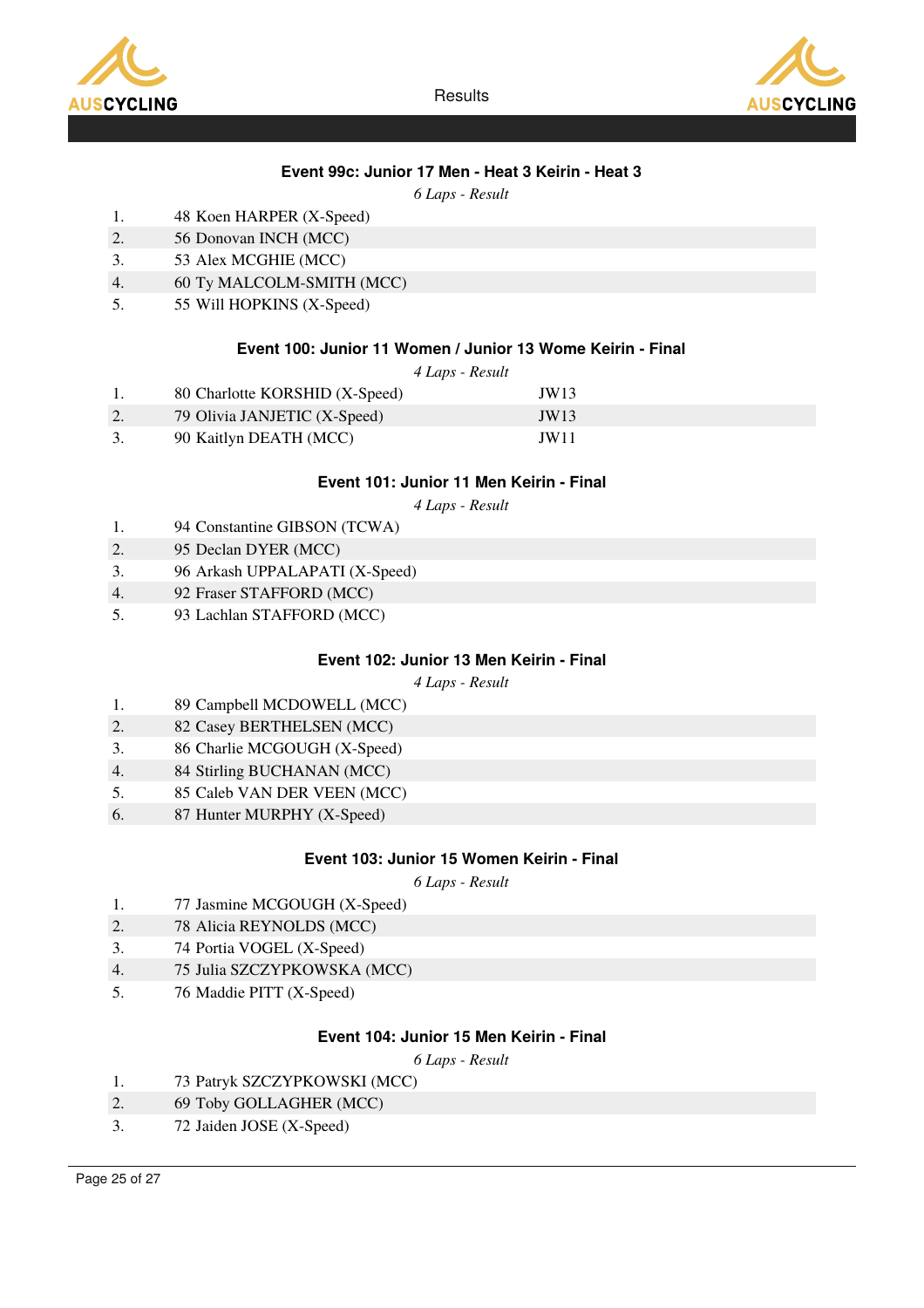### Event 99c: Junior 17 Men - Heat 3 Keirin - Heat 3

*6 Laps - Result*

| | |
|---|---|
| 1. | 48 Koen HARPER (X-Speed) |
| 2. | 56 Donovan INCH (MCC) |
| 3. | 53 Alex MCGHIE (MCC) |
| 4. | 60 Ty MALCOLM-SMITH (MCC) |
| 5. | 55 Will HOPKINS (X-Speed) |

### Event 100: Junior 11 Women / Junior 13 Wome Keirin - Final

*4 Laps - Result*

| | | |
|---|---|---|
| 1. | 80 Charlotte KORSHID (X-Speed) | JW13 |
| 2. | 79 Olivia JANJETIC (X-Speed) | JW13 |
| 3. | 90 Kaitlyn DEATH (MCC) | JW11 |

### Event 101: Junior 11 Men Keirin - Final

*4 Laps - Result*

| | |
|---|---|
| 1. | 94 Constantine GIBSON (TCWA) |
| 2. | 95 Declan DYER (MCC) |
| 3. | 96 Arkash UPPALAPATI (X-Speed) |
| 4. | 92 Fraser STAFFORD (MCC) |
| 5. | 93 Lachlan STAFFORD (MCC) |

### Event 102: Junior 13 Men Keirin - Final

*4 Laps - Result*

| | |
|---|---|
| 1. | 89 Campbell MCDOWELL (MCC) |
| 2. | 82 Casey BERTHELSEN (MCC) |
| 3. | 86 Charlie MCGOUGH (X-Speed) |
| 4. | 84 Stirling BUCHANAN (MCC) |
| 5. | 85 Caleb VAN DER VEEN (MCC) |
| 6. | 87 Hunter MURPHY (X-Speed) |

### Event 103: Junior 15 Women Keirin - Final

*6 Laps - Result*

| | |
|---|---|
| 1. | 77 Jasmine MCGOUGH (X-Speed) |
| 2. | 78 Alicia REYNOLDS (MCC) |
| 3. | 74 Portia VOGEL (X-Speed) |
| 4. | 75 Julia SZCZYPKOWSKA (MCC) |
| 5. | 76 Maddie PITT (X-Speed) |

### Event 104: Junior 15 Men Keirin - Final

*6 Laps - Result*

| | |
|---|---|
| 1. | 73 Patryk SZCZYPKOWSKI (MCC) |
| 2. | 69 Toby GOLLAGHER (MCC) |
| 3. | 72 Jaiden JOSE (X-Speed) |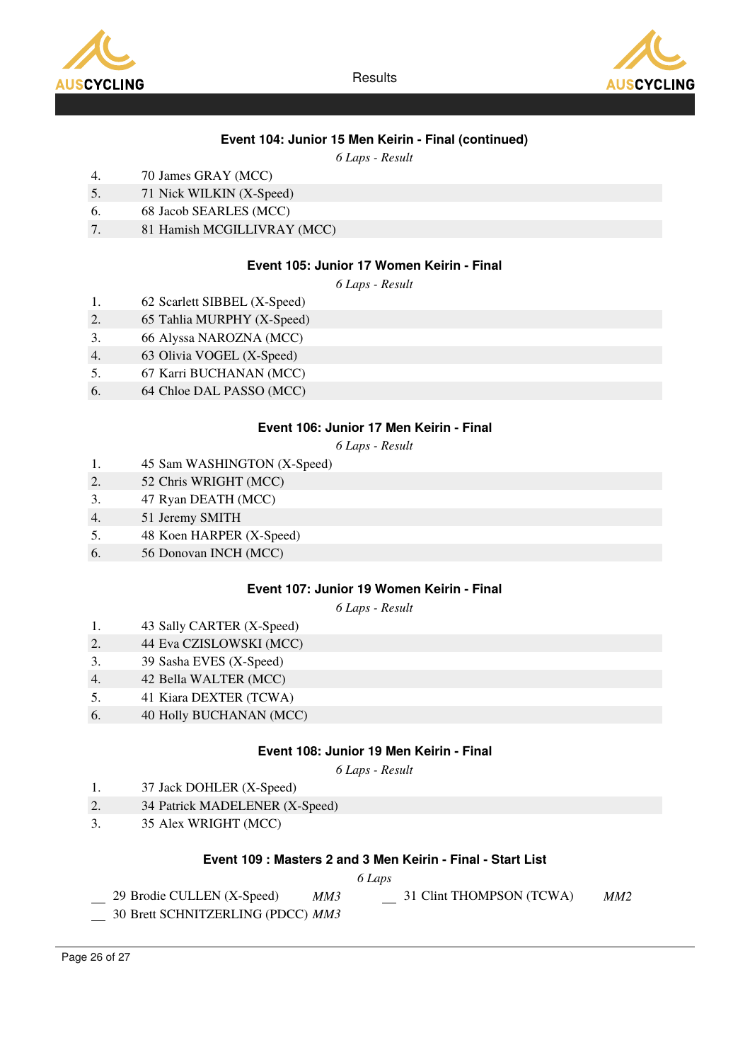### Event 104: Junior 15 Men Keirin - Final (continued)

*6 Laps - Result*

| | |
|---|---|
| 4. | 70 James GRAY (MCC) |
| 5. | 71 Nick WILKIN (X-Speed) |
| 6. | 68 Jacob SEARLES (MCC) |
| 7. | 81 Hamish MCGILLIVRAY (MCC) |

### Event 105: Junior 17 Women Keirin - Final

*6 Laps - Result*

| | |
|---|---|
| 1. | 62 Scarlett SIBBEL (X-Speed) |
| 2. | 65 Tahlia MURPHY (X-Speed) |
| 3. | 66 Alyssa NAROZNA (MCC) |
| 4. | 63 Olivia VOGEL (X-Speed) |
| 5. | 67 Karri BUCHANAN (MCC) |
| 6. | 64 Chloe DAL PASSO (MCC) |

### Event 106: Junior 17 Men Keirin - Final

*6 Laps - Result*

| | |
|---|---|
| 1. | 45 Sam WASHINGTON (X-Speed) |
| 2. | 52 Chris WRIGHT (MCC) |
| 3. | 47 Ryan DEATH (MCC) |
| 4. | 51 Jeremy SMITH |
| 5. | 48 Koen HARPER (X-Speed) |
| 6. | 56 Donovan INCH (MCC) |

### Event 107: Junior 19 Women Keirin - Final

*6 Laps - Result*

| | |
|---|---|
| 1. | 43 Sally CARTER (X-Speed) |
| 2. | 44 Eva CZISLOWSKI (MCC) |
| 3. | 39 Sasha EVES (X-Speed) |
| 4. | 42 Bella WALTER (MCC) |
| 5. | 41 Kiara DEXTER (TCWA) |
| 6. | 40 Holly BUCHANAN (MCC) |

### Event 108: Junior 19 Men Keirin - Final

*6 Laps - Result*

| | |
|---|---|
| 1. | 37 Jack DOHLER (X-Speed) |
| 2. | 34 Patrick MADELENER (X-Speed) |
| 3. | 35 Alex WRIGHT (MCC) |

### Event 109 : Masters 2 and 3 Men Keirin - Final - Start List

*6 Laps*

| | | | | | |
|---|---|---|---|---|---|
| __ | 29 Brodie CULLEN (X-Speed) | *MM3* | __ | 31 Clint THOMPSON (TCWA) | *MM2* |
| __ | 30 Brett SCHNITZERLING (PDCC) | *MM3* | | | |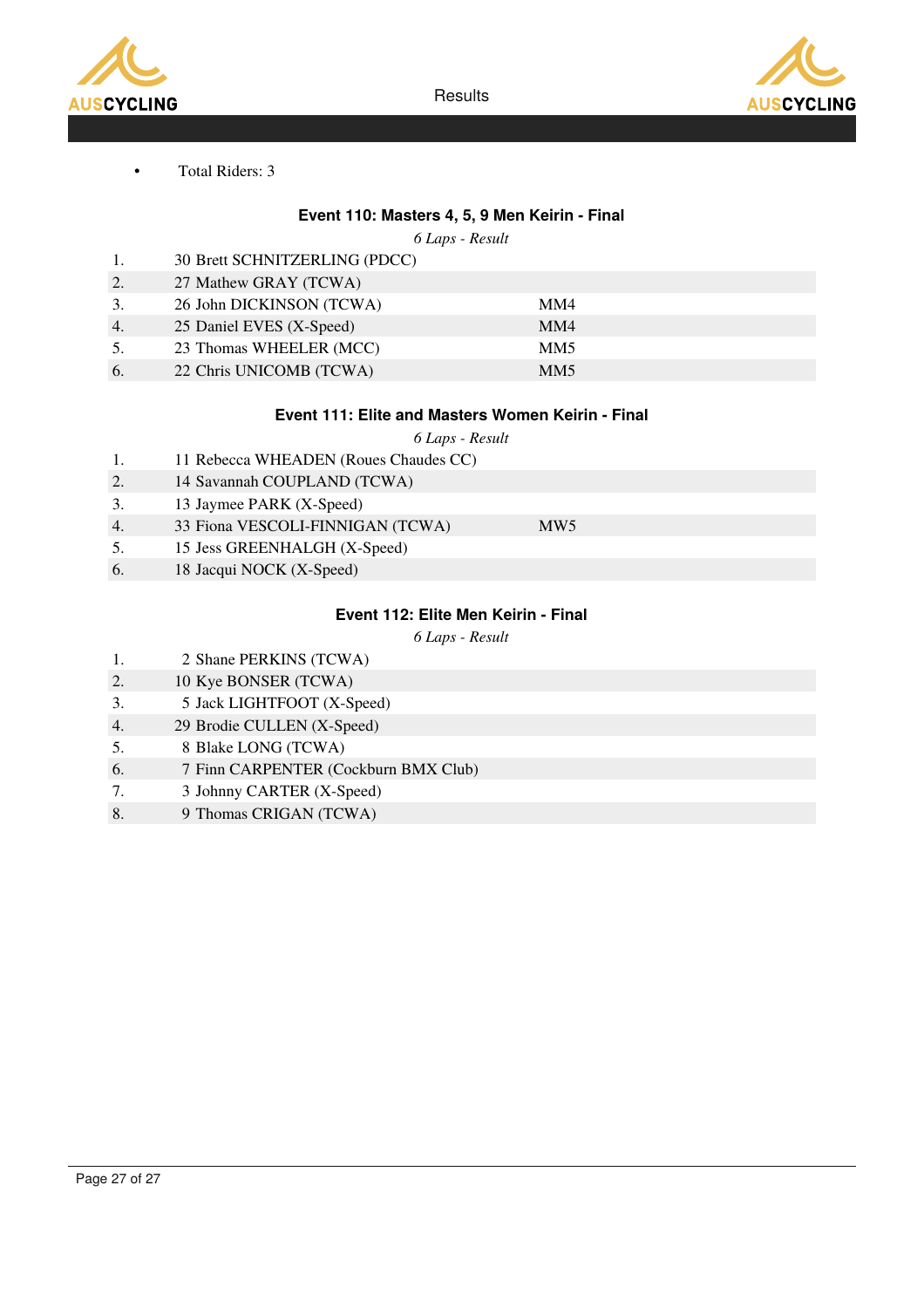- Total Riders: 3

### Event 110: Masters 4, 5, 9 Men Keirin - Final

*6 Laps - Result*

| | | |
|---|---|---|
| 1. | 30 Brett SCHNITZERLING (PDCC) | |
| 2. | 27 Mathew GRAY (TCWA) | |
| 3. | 26 John DICKINSON (TCWA) | MM4 |
| 4. | 25 Daniel EVES (X-Speed) | MM4 |
| 5. | 23 Thomas WHEELER (MCC) | MM5 |
| 6. | 22 Chris UNICOMB (TCWA) | MM5 |

### Event 111: Elite and Masters Women Keirin - Final

*6 Laps - Result*

| | | |
|---|---|---|
| 1. | 11 Rebecca WHEADEN (Roues Chaudes CC) | |
| 2. | 14 Savannah COUPLAND (TCWA) | |
| 3. | 13 Jaymee PARK (X-Speed) | |
| 4. | 33 Fiona VESCOLI-FINNIGAN (TCWA) | MW5 |
| 5. | 15 Jess GREENHALGH (X-Speed) | |
| 6. | 18 Jacqui NOCK (X-Speed) | |

### Event 112: Elite Men Keirin - Final

*6 Laps - Result*

| | |
|---|---|
| 1. | 2 Shane PERKINS (TCWA) |
| 2. | 10 Kye BONSER (TCWA) |
| 3. | 5 Jack LIGHTFOOT (X-Speed) |
| 4. | 29 Brodie CULLEN (X-Speed) |
| 5. | 8 Blake LONG (TCWA) |
| 6. | 7 Finn CARPENTER (Cockburn BMX Club) |
| 7. | 3 Johnny CARTER (X-Speed) |
| 8. | 9 Thomas CRIGAN (TCWA) |